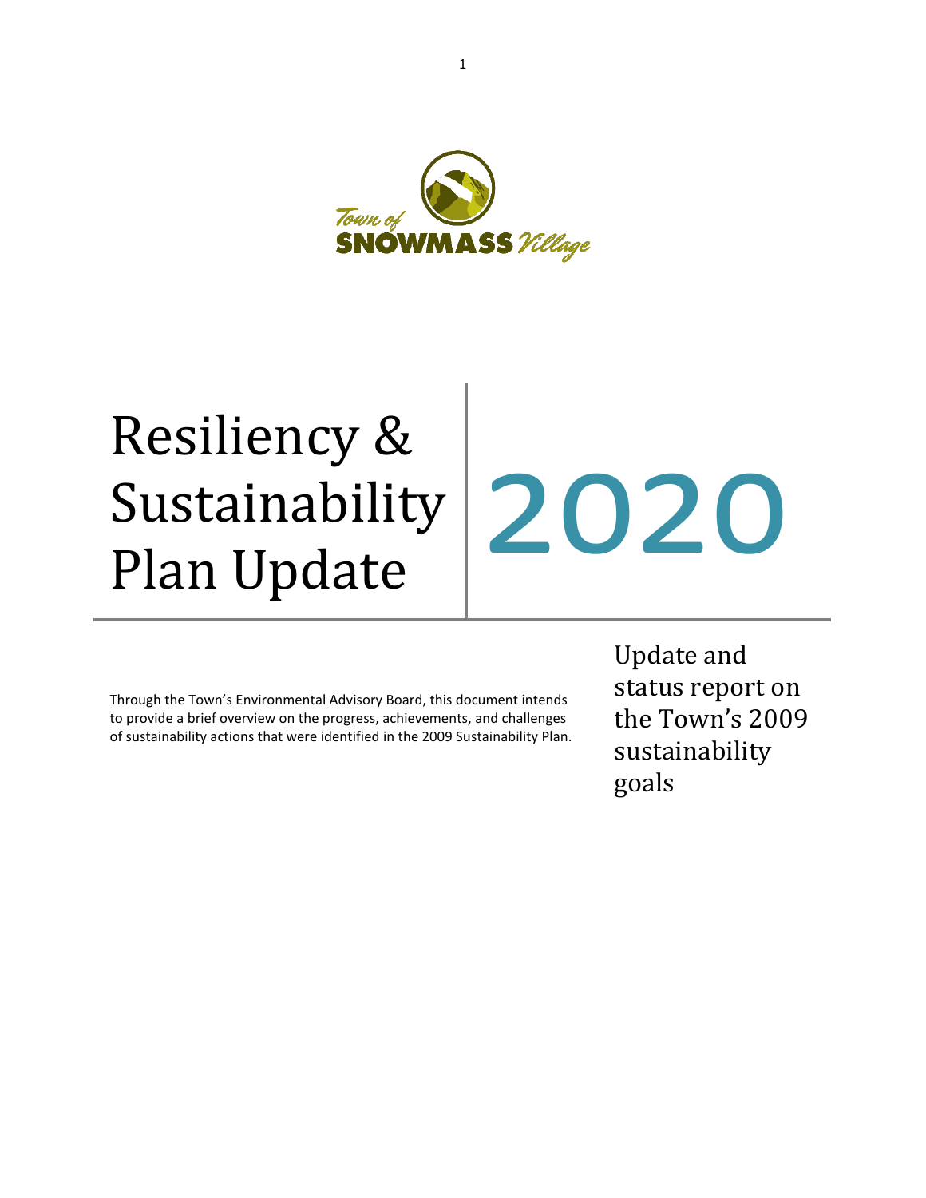Town of SNOWMASS Village

# Resiliency & Sustainability Plan Update 2020

Update and status report on the Town's 2009 sustainability goals

Through the Town's Environmental Advisory Board, this document intends to provide a brief overview on the progress, achievements, and challenges of sustainability actions that were identified in the 2009 Sustainability Plan.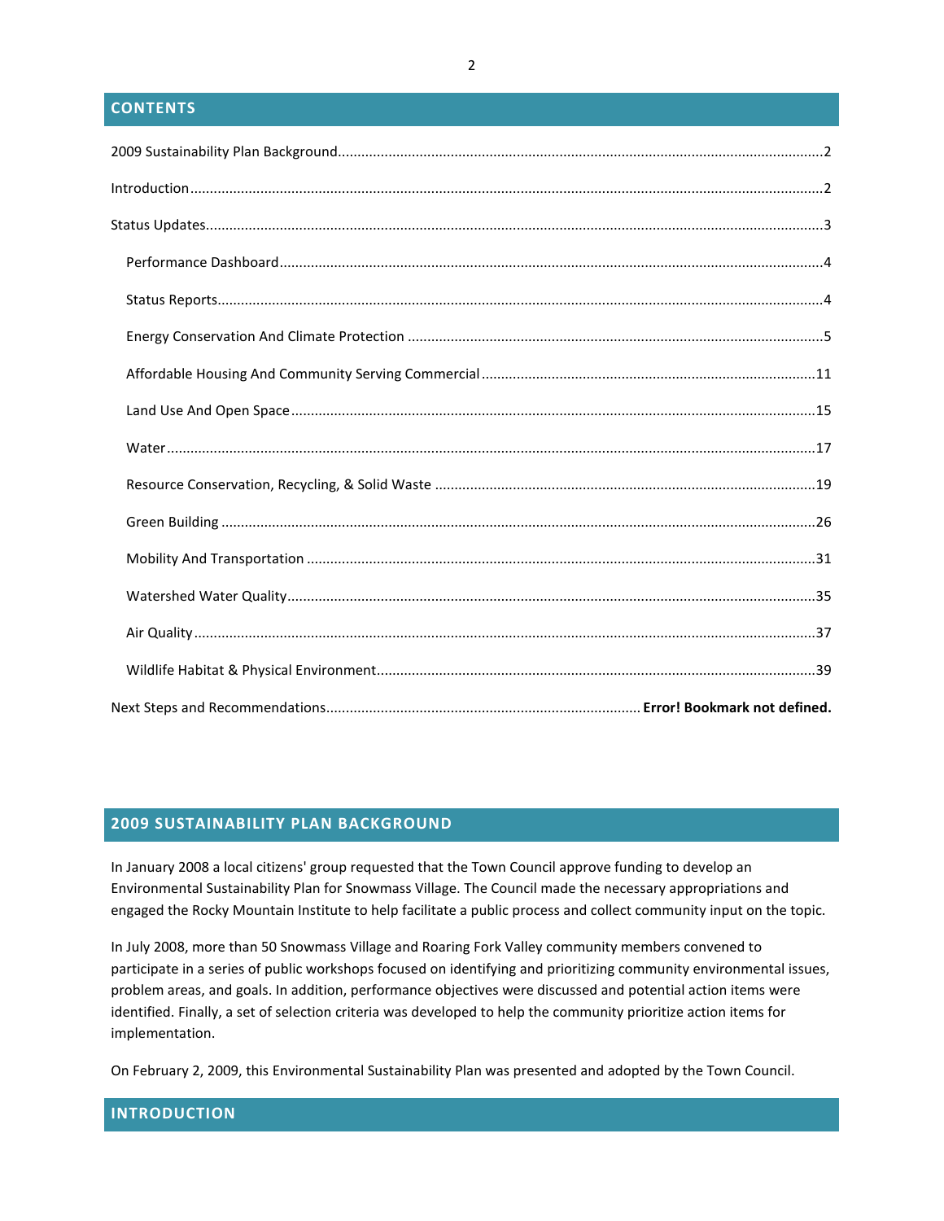## CONTENTS

2009 Sustainability Plan Background....................2

Introduction....................2

Status Updates....................3

- Performance Dashboard....................4
- Status Reports....................4
- Energy Conservation And Climate Protection....................5
- Affordable Housing And Community Serving Commercial....................11
- Land Use And Open Space....................15
- Water....................17
- Resource Conservation, Recycling, & Solid Waste....................19
- Green Building....................26
- Mobility And Transportation....................31
- Watershed Water Quality....................35
- Air Quality....................37
- Wildlife Habitat & Physical Environment....................39

Next Steps and Recommendations.................... **Error! Bookmark not defined.**

## 2009 SUSTAINABILITY PLAN BACKGROUND

In January 2008 a local citizens' group requested that the Town Council approve funding to develop an Environmental Sustainability Plan for Snowmass Village. The Council made the necessary appropriations and engaged the Rocky Mountain Institute to help facilitate a public process and collect community input on the topic.

In July 2008, more than 50 Snowmass Village and Roaring Fork Valley community members convened to participate in a series of public workshops focused on identifying and prioritizing community environmental issues, problem areas, and goals. In addition, performance objectives were discussed and potential action items were identified. Finally, a set of selection criteria was developed to help the community prioritize action items for implementation.

On February 2, 2009, this Environmental Sustainability Plan was presented and adopted by the Town Council.

## INTRODUCTION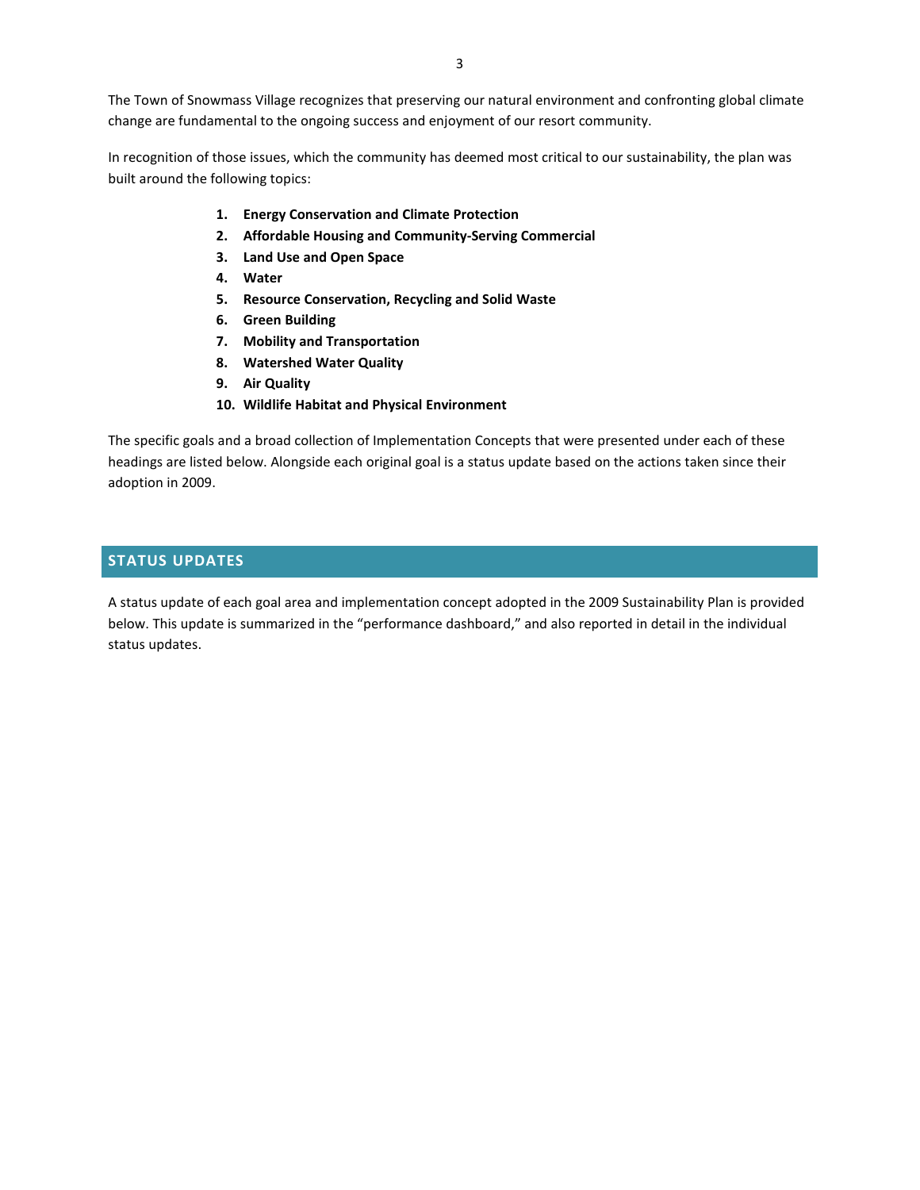The Town of Snowmass Village recognizes that preserving our natural environment and confronting global climate change are fundamental to the ongoing success and enjoyment of our resort community.

In recognition of those issues, which the community has deemed most critical to our sustainability, the plan was built around the following topics:

1. **Energy Conservation and Climate Protection**
2. **Affordable Housing and Community-Serving Commercial**
3. **Land Use and Open Space**
4. **Water**
5. **Resource Conservation, Recycling and Solid Waste**
6. **Green Building**
7. **Mobility and Transportation**
8. **Watershed Water Quality**
9. **Air Quality**
10. **Wildlife Habitat and Physical Environment**

The specific goals and a broad collection of Implementation Concepts that were presented under each of these headings are listed below. Alongside each original goal is a status update based on the actions taken since their adoption in 2009.

## STATUS UPDATES

A status update of each goal area and implementation concept adopted in the 2009 Sustainability Plan is provided below. This update is summarized in the "performance dashboard," and also reported in detail in the individual status updates.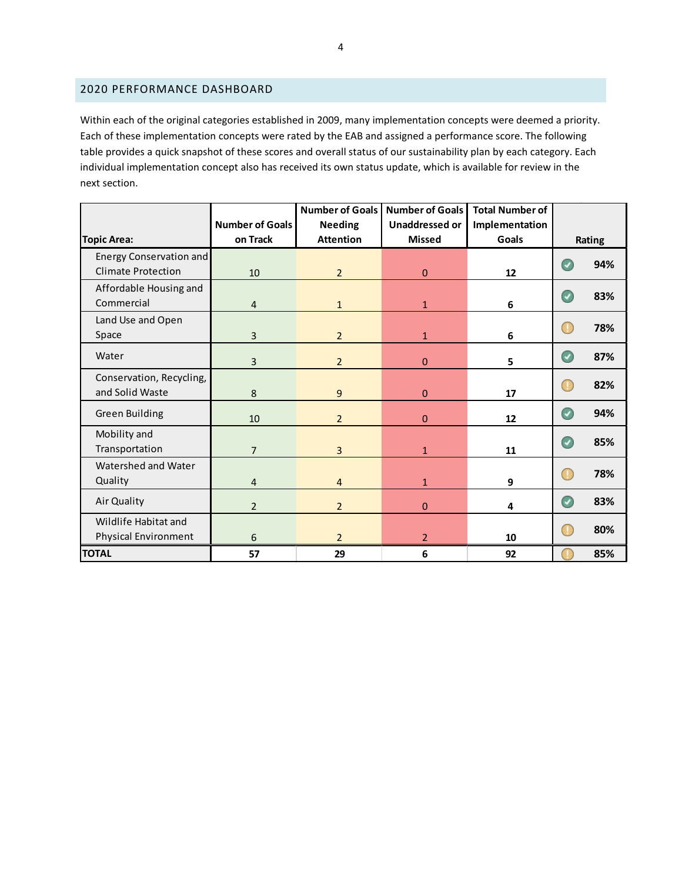## 2020 PERFORMANCE DASHBOARD

Within each of the original categories established in 2009, many implementation concepts were deemed a priority. Each of these implementation concepts were rated by the EAB and assigned a performance score. The following table provides a quick snapshot of these scores and overall status of our sustainability plan by each category. Each individual implementation concept also has received its own status update, which is available for review in the next section.

| Topic Area: | Number of Goals on Track | Number of Goals Needing Attention | Number of Goals Unaddressed or Missed | Total Number of Implementation Goals | Rating |
|---|---|---|---|---|---|
| Energy Conservation and Climate Protection | 10 | 2 | 0 | 12 | 94% |
| Affordable Housing and Commercial | 4 | 1 | 1 | 6 | 83% |
| Land Use and Open Space | 3 | 2 | 1 | 6 | 78% |
| Water | 3 | 2 | 0 | 5 | 87% |
| Conservation, Recycling, and Solid Waste | 8 | 9 | 0 | 17 | 82% |
| Green Building | 10 | 2 | 0 | 12 | 94% |
| Mobility and Transportation | 7 | 3 | 1 | 11 | 85% |
| Watershed and Water Quality | 4 | 4 | 1 | 9 | 78% |
| Air Quality | 2 | 2 | 0 | 4 | 83% |
| Wildlife Habitat and Physical Environment | 6 | 2 | 2 | 10 | 80% |
| **TOTAL** | **57** | **29** | **6** | **92** | **85%** |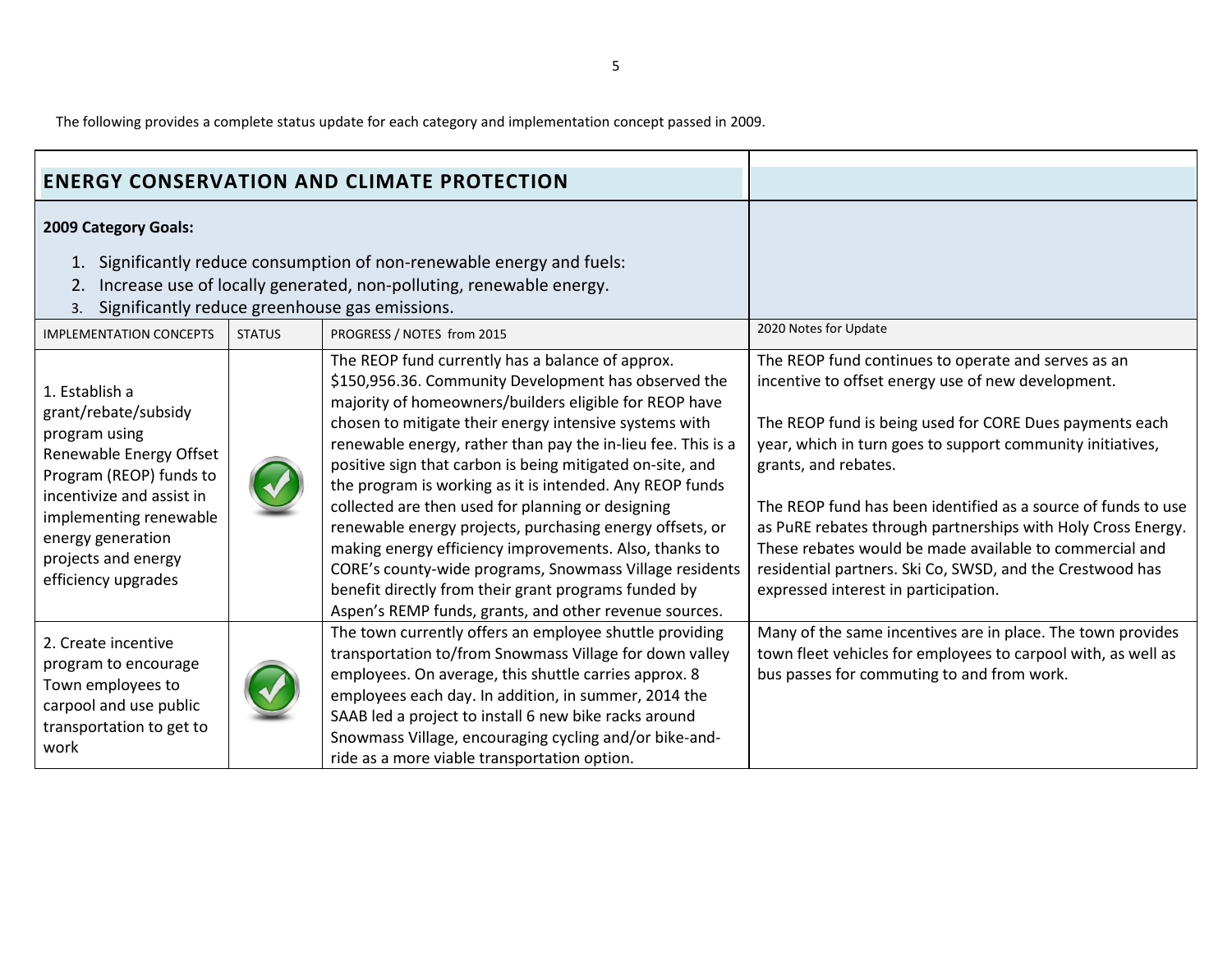The following provides a complete status update for each category and implementation concept passed in 2009.

## ENERGY CONSERVATION AND CLIMATE PROTECTION

**2009 Category Goals:**

1. Significantly reduce consumption of non-renewable energy and fuels:
2. Increase use of locally generated, non-polluting, renewable energy.
3. Significantly reduce greenhouse gas emissions.

| IMPLEMENTATION CONCEPTS | STATUS | PROGRESS / NOTES from 2015 | 2020 Notes for Update |
|---|---|---|---|
| 1. Establish a grant/rebate/subsidy program using Renewable Energy Offset Program (REOP) funds to incentivize and assist in implementing renewable energy generation projects and energy efficiency upgrades | ✓ | The REOP fund currently has a balance of approx. $150,956.36. Community Development has observed the majority of homeowners/builders eligible for REOP have chosen to mitigate their energy intensive systems with renewable energy, rather than pay the in-lieu fee. This is a positive sign that carbon is being mitigated on-site, and the program is working as it is intended. Any REOP funds collected are then used for planning or designing renewable energy projects, purchasing energy offsets, or making energy efficiency improvements. Also, thanks to CORE's county-wide programs, Snowmass Village residents benefit directly from their grant programs funded by Aspen's REMP funds, grants, and other revenue sources. | The REOP fund continues to operate and serves as an incentive to offset energy use of new development.<br><br>The REOP fund is being used for CORE Dues payments each year, which in turn goes to support community initiatives, grants, and rebates.<br><br>The REOP fund has been identified as a source of funds to use as PuRE rebates through partnerships with Holy Cross Energy. These rebates would be made available to commercial and residential partners. Ski Co, SWSD, and the Crestwood has expressed interest in participation. |
| 2. Create incentive program to encourage Town employees to carpool and use public transportation to get to work | ✓ | The town currently offers an employee shuttle providing transportation to/from Snowmass Village for down valley employees. On average, this shuttle carries approx. 8 employees each day. In addition, in summer, 2014 the SAAB led a project to install 6 new bike racks around Snowmass Village, encouraging cycling and/or bike-and-ride as a more viable transportation option. | Many of the same incentives are in place. The town provides town fleet vehicles for employees to carpool with, as well as bus passes for commuting to and from work. |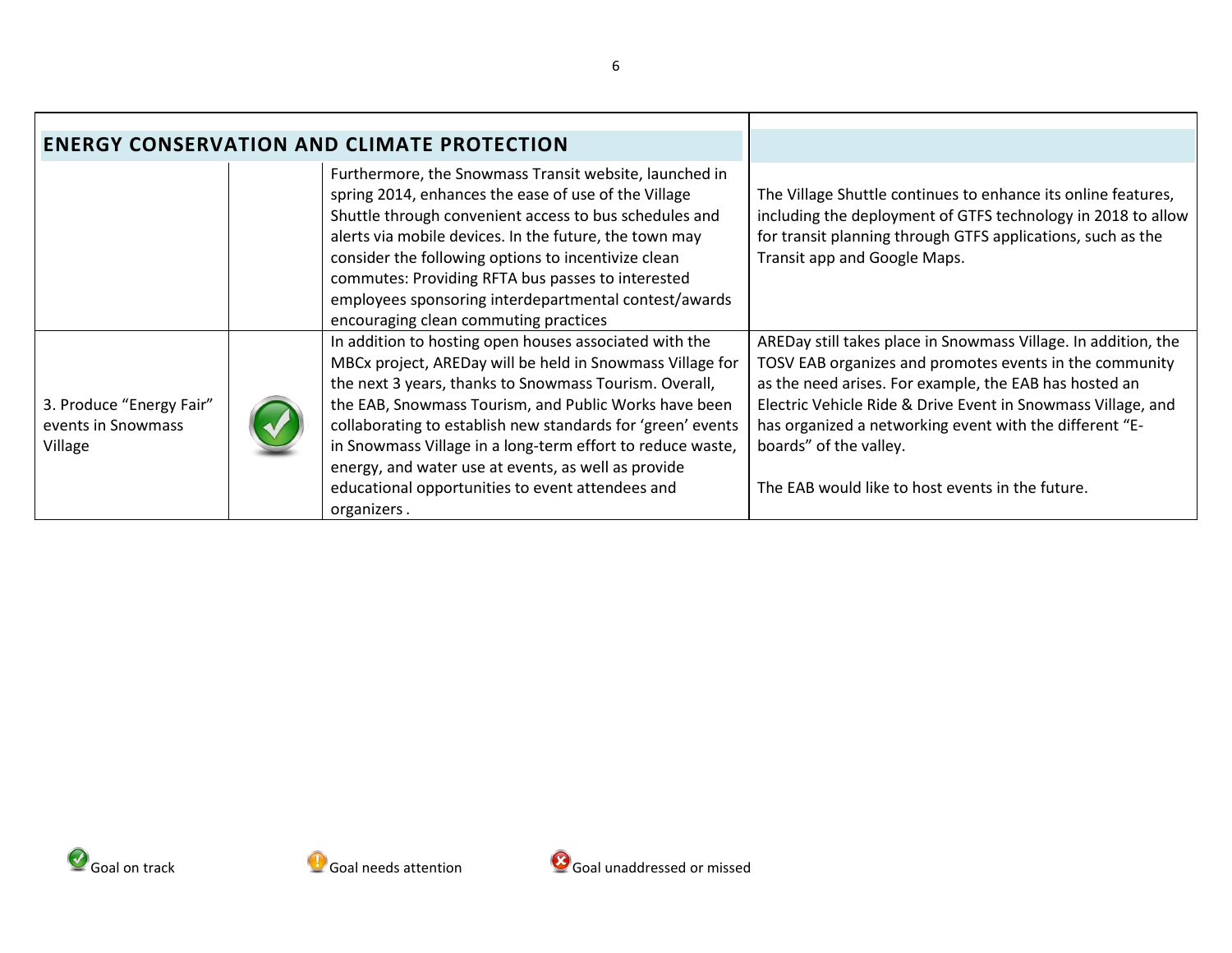| ENERGY CONSERVATION AND CLIMATE PROTECTION | | | |
|---|---|---|---|
| | | Furthermore, the Snowmass Transit website, launched in spring 2014, enhances the ease of use of the Village Shuttle through convenient access to bus schedules and alerts via mobile devices. In the future, the town may consider the following options to incentivize clean commutes: Providing RFTA bus passes to interested employees sponsoring interdepartmental contest/awards encouraging clean commuting practices | The Village Shuttle continues to enhance its online features, including the deployment of GTFS technology in 2018 to allow for transit planning through GTFS applications, such as the Transit app and Google Maps. |
| 3. Produce "Energy Fair" events in Snowmass Village | Goal on track | In addition to hosting open houses associated with the MBCx project, AREDay will be held in Snowmass Village for the next 3 years, thanks to Snowmass Tourism. Overall, the EAB, Snowmass Tourism, and Public Works have been collaborating to establish new standards for 'green' events in Snowmass Village in a long-term effort to reduce waste, energy, and water use at events, as well as provide educational opportunities to event attendees and organizers . | AREDay still takes place in Snowmass Village. In addition, the TOSV EAB organizes and promotes events in the community as the need arises. For example, the EAB has hosted an Electric Vehicle Ride & Drive Event in Snowmass Village, and has organized a networking event with the different "E-boards" of the valley.<br><br>The EAB would like to host events in the future. |

Goal on track     Goal needs attention     Goal unaddressed or missed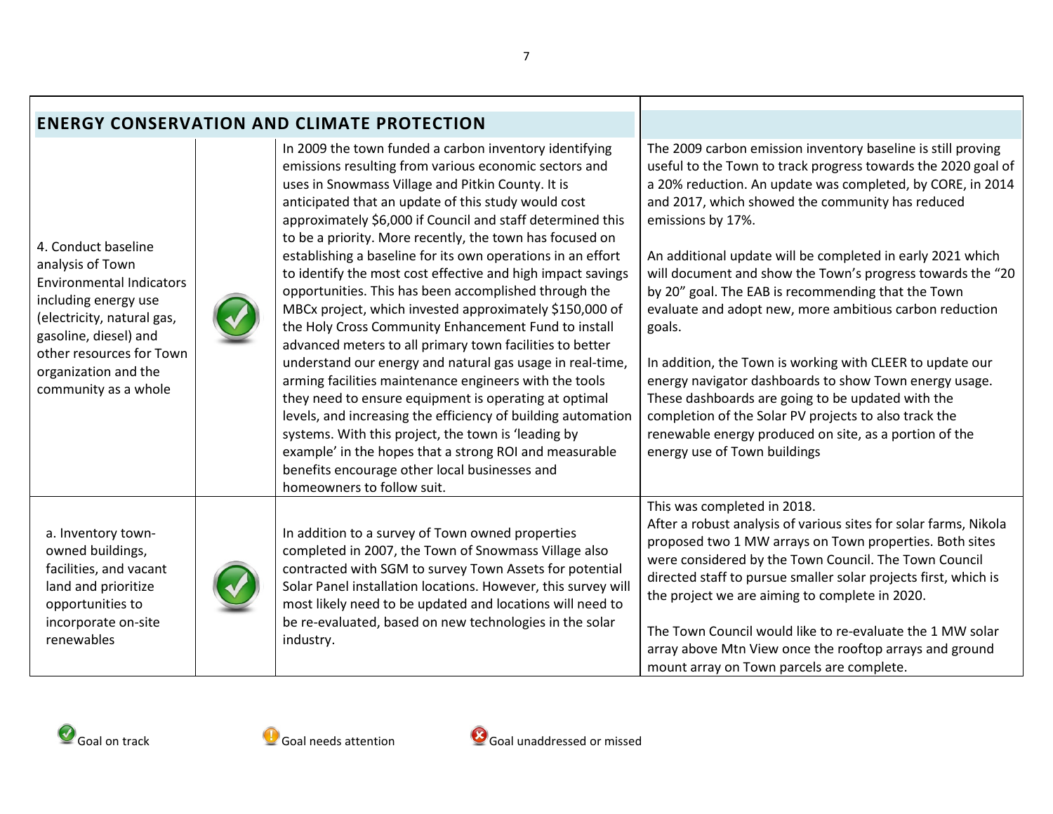| ENERGY CONSERVATION AND CLIMATE PROTECTION | | | |
|---|---|---|---|
| 4. Conduct baseline analysis of Town Environmental Indicators including energy use (electricity, natural gas, gasoline, diesel) and other resources for Town organization and the community as a whole | Goal on track | In 2009 the town funded a carbon inventory identifying emissions resulting from various economic sectors and uses in Snowmass Village and Pitkin County. It is anticipated that an update of this study would cost approximately $6,000 if Council and staff determined this to be a priority. More recently, the town has focused on establishing a baseline for its own operations in an effort to identify the most cost effective and high impact savings opportunities. This has been accomplished through the MBCx project, which invested approximately $150,000 of the Holy Cross Community Enhancement Fund to install advanced meters to all primary town facilities to better understand our energy and natural gas usage in real-time, arming facilities maintenance engineers with the tools they need to ensure equipment is operating at optimal levels, and increasing the efficiency of building automation systems. With this project, the town is 'leading by example' in the hopes that a strong ROI and measurable benefits encourage other local businesses and homeowners to follow suit. | The 2009 carbon emission inventory baseline is still proving useful to the Town to track progress towards the 2020 goal of a 20% reduction. An update was completed, by CORE, in 2014 and 2017, which showed the community has reduced emissions by 17%.<br><br>An additional update will be completed in early 2021 which will document and show the Town's progress towards the "20 by 20" goal. The EAB is recommending that the Town evaluate and adopt new, more ambitious carbon reduction goals.<br><br>In addition, the Town is working with CLEER to update our energy navigator dashboards to show Town energy usage. These dashboards are going to be updated with the completion of the Solar PV projects to also track the renewable energy produced on site, as a portion of the energy use of Town buildings |
| a. Inventory town-owned buildings, facilities, and vacant land and prioritize opportunities to incorporate on-site renewables | Goal on track | In addition to a survey of Town owned properties completed in 2007, the Town of Snowmass Village also contracted with SGM to survey Town Assets for potential Solar Panel installation locations. However, this survey will most likely need to be updated and locations will need to be re-evaluated, based on new technologies in the solar industry. | This was completed in 2018.<br>After a robust analysis of various sites for solar farms, Nikola proposed two 1 MW arrays on Town properties. Both sites were considered by the Town Council. The Town Council directed staff to pursue smaller solar projects first, which is the project we are aiming to complete in 2020.<br><br>The Town Council would like to re-evaluate the 1 MW solar array above Mtn View once the rooftop arrays and ground mount array on Town parcels are complete. |

Goal on track   Goal needs attention   Goal unaddressed or missed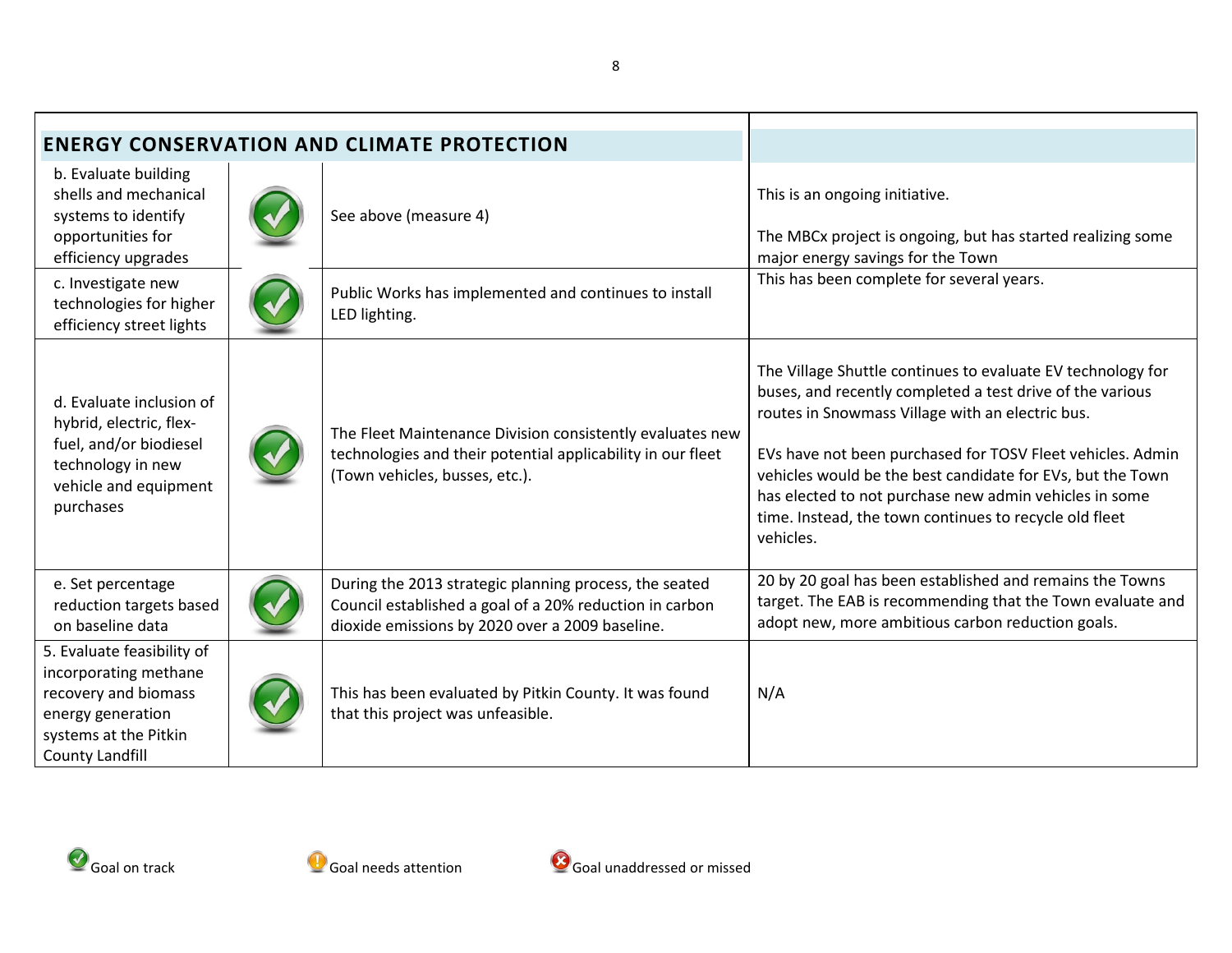| ENERGY CONSERVATION AND CLIMATE PROTECTION | | | |
|---|---|---|---|
| b. Evaluate building shells and mechanical systems to identify opportunities for efficiency upgrades | ✓ | See above (measure 4) | This is an ongoing initiative.<br><br>The MBCx project is ongoing, but has started realizing some major energy savings for the Town |
| c. Investigate new technologies for higher efficiency street lights | ✓ | Public Works has implemented and continues to install LED lighting. | This has been complete for several years. |
| d. Evaluate inclusion of hybrid, electric, flex-fuel, and/or biodiesel technology in new vehicle and equipment purchases | ✓ | The Fleet Maintenance Division consistently evaluates new technologies and their potential applicability in our fleet (Town vehicles, busses, etc.). | The Village Shuttle continues to evaluate EV technology for buses, and recently completed a test drive of the various routes in Snowmass Village with an electric bus.<br><br>EVs have not been purchased for TOSV Fleet vehicles. Admin vehicles would be the best candidate for EVs, but the Town has elected to not purchase new admin vehicles in some time. Instead, the town continues to recycle old fleet vehicles. |
| e. Set percentage reduction targets based on baseline data | ✓ | During the 2013 strategic planning process, the seated Council established a goal of a 20% reduction in carbon dioxide emissions by 2020 over a 2009 baseline. | 20 by 20 goal has been established and remains the Towns target. The EAB is recommending that the Town evaluate and adopt new, more ambitious carbon reduction goals. |
| 5. Evaluate feasibility of incorporating methane recovery and biomass energy generation systems at the Pitkin County Landfill | ✓ | This has been evaluated by Pitkin County. It was found that this project was unfeasible. | N/A |

✓ Goal on track &nbsp;&nbsp;&nbsp; ! Goal needs attention &nbsp;&nbsp;&nbsp; ✗ Goal unaddressed or missed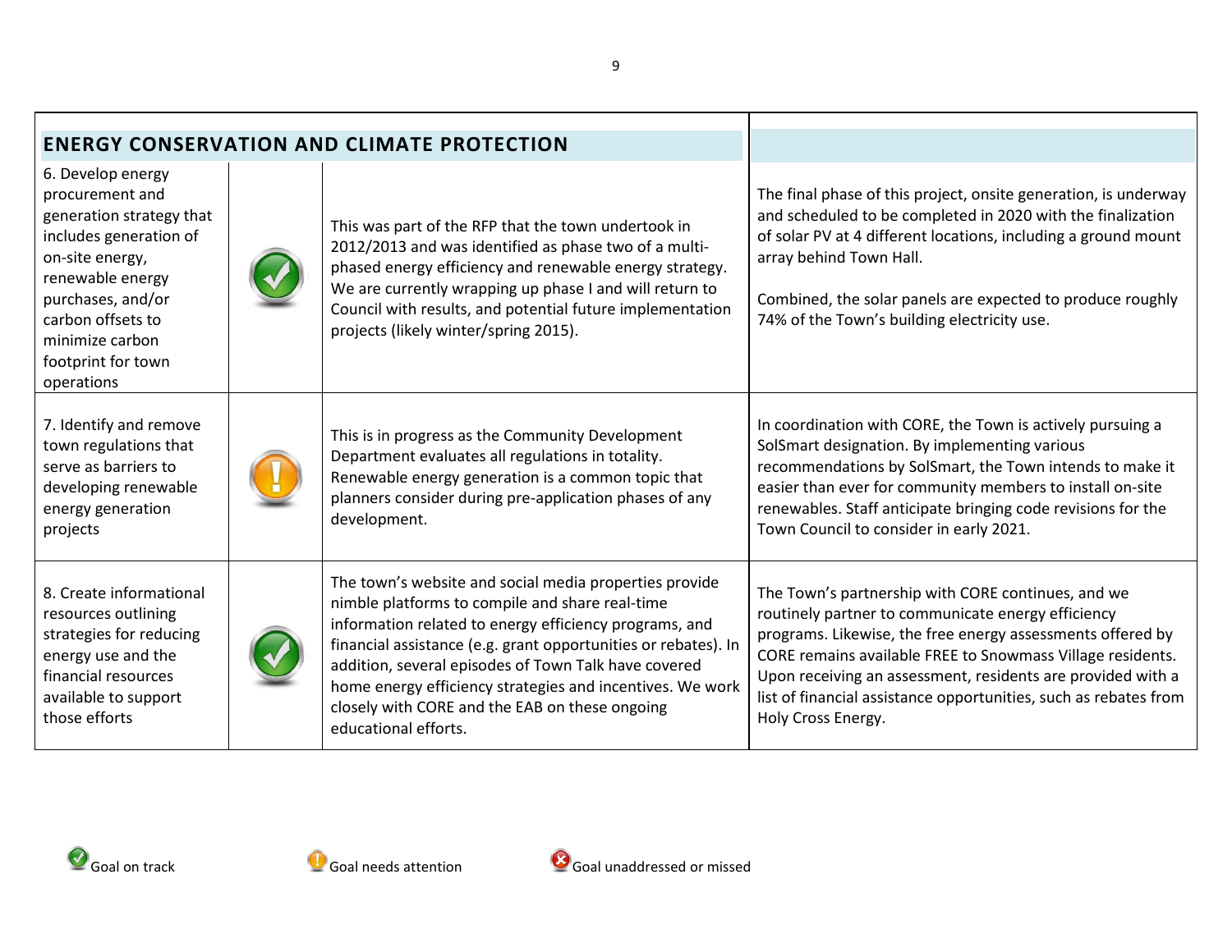| ENERGY CONSERVATION AND CLIMATE PROTECTION | | | |
|---|---|---|---|
| 6. Develop energy procurement and generation strategy that includes generation of on-site energy, renewable energy purchases, and/or carbon offsets to minimize carbon footprint for town operations | Goal on track | This was part of the RFP that the town undertook in 2012/2013 and was identified as phase two of a multi-phased energy efficiency and renewable energy strategy. We are currently wrapping up phase I and will return to Council with results, and potential future implementation projects (likely winter/spring 2015). | The final phase of this project, onsite generation, is underway and scheduled to be completed in 2020 with the finalization of solar PV at 4 different locations, including a ground mount array behind Town Hall.<br><br>Combined, the solar panels are expected to produce roughly 74% of the Town's building electricity use. |
| 7. Identify and remove town regulations that serve as barriers to developing renewable energy generation projects | Goal needs attention | This is in progress as the Community Development Department evaluates all regulations in totality. Renewable energy generation is a common topic that planners consider during pre-application phases of any development. | In coordination with CORE, the Town is actively pursuing a SolSmart designation. By implementing various recommendations by SolSmart, the Town intends to make it easier than ever for community members to install on-site renewables. Staff anticipate bringing code revisions for the Town Council to consider in early 2021. |
| 8. Create informational resources outlining strategies for reducing energy use and the financial resources available to support those efforts | Goal on track | The town's website and social media properties provide nimble platforms to compile and share real-time information related to energy efficiency programs, and financial assistance (e.g. grant opportunities or rebates). In addition, several episodes of Town Talk have covered home energy efficiency strategies and incentives. We work closely with CORE and the EAB on these ongoing educational efforts. | The Town's partnership with CORE continues, and we routinely partner to communicate energy efficiency programs. Likewise, the free energy assessments offered by CORE remains available FREE to Snowmass Village residents. Upon receiving an assessment, residents are provided with a list of financial assistance opportunities, such as rebates from Holy Cross Energy. |

Goal on track    Goal needs attention    Goal unaddressed or missed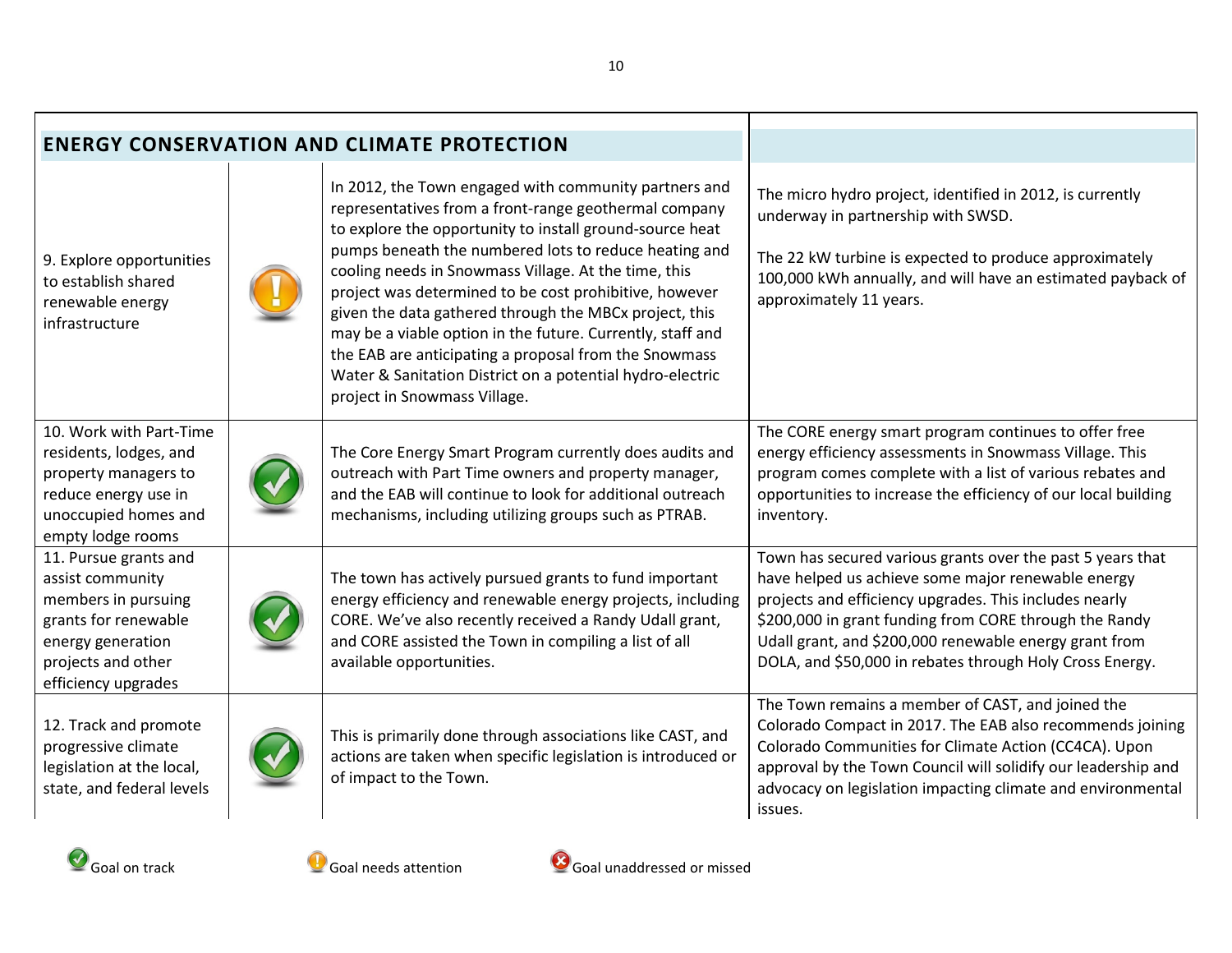| ENERGY CONSERVATION AND CLIMATE PROTECTION | | | |
|---|---|---|---|
| 9. Explore opportunities to establish shared renewable energy infrastructure | Goal needs attention | In 2012, the Town engaged with community partners and representatives from a front-range geothermal company to explore the opportunity to install ground-source heat pumps beneath the numbered lots to reduce heating and cooling needs in Snowmass Village. At the time, this project was determined to be cost prohibitive, however given the data gathered through the MBCx project, this may be a viable option in the future. Currently, staff and the EAB are anticipating a proposal from the Snowmass Water & Sanitation District on a potential hydro-electric project in Snowmass Village. | The micro hydro project, identified in 2012, is currently underway in partnership with SWSD.<br><br>The 22 kW turbine is expected to produce approximately 100,000 kWh annually, and will have an estimated payback of approximately 11 years. |
| 10. Work with Part-Time residents, lodges, and property managers to reduce energy use in unoccupied homes and empty lodge rooms | Goal on track | The Core Energy Smart Program currently does audits and outreach with Part Time owners and property manager, and the EAB will continue to look for additional outreach mechanisms, including utilizing groups such as PTRAB. | The CORE energy smart program continues to offer free energy efficiency assessments in Snowmass Village. This program comes complete with a list of various rebates and opportunities to increase the efficiency of our local building inventory. |
| 11. Pursue grants and assist community members in pursuing grants for renewable energy generation projects and other efficiency upgrades | Goal on track | The town has actively pursued grants to fund important energy efficiency and renewable energy projects, including CORE. We've also recently received a Randy Udall grant, and CORE assisted the Town in compiling a list of all available opportunities. | Town has secured various grants over the past 5 years that have helped us achieve some major renewable energy projects and efficiency upgrades. This includes nearly $200,000 in grant funding from CORE through the Randy Udall grant, and $200,000 renewable energy grant from DOLA, and $50,000 in rebates through Holy Cross Energy. |
| 12. Track and promote progressive climate legislation at the local, state, and federal levels | Goal on track | This is primarily done through associations like CAST, and actions are taken when specific legislation is introduced or of impact to the Town. | The Town remains a member of CAST, and joined the Colorado Compact in 2017. The EAB also recommends joining Colorado Communities for Climate Action (CC4CA). Upon approval by the Town Council will solidify our leadership and advocacy on legislation impacting climate and environmental issues. |

Goal on track | Goal needs attention | Goal unaddressed or missed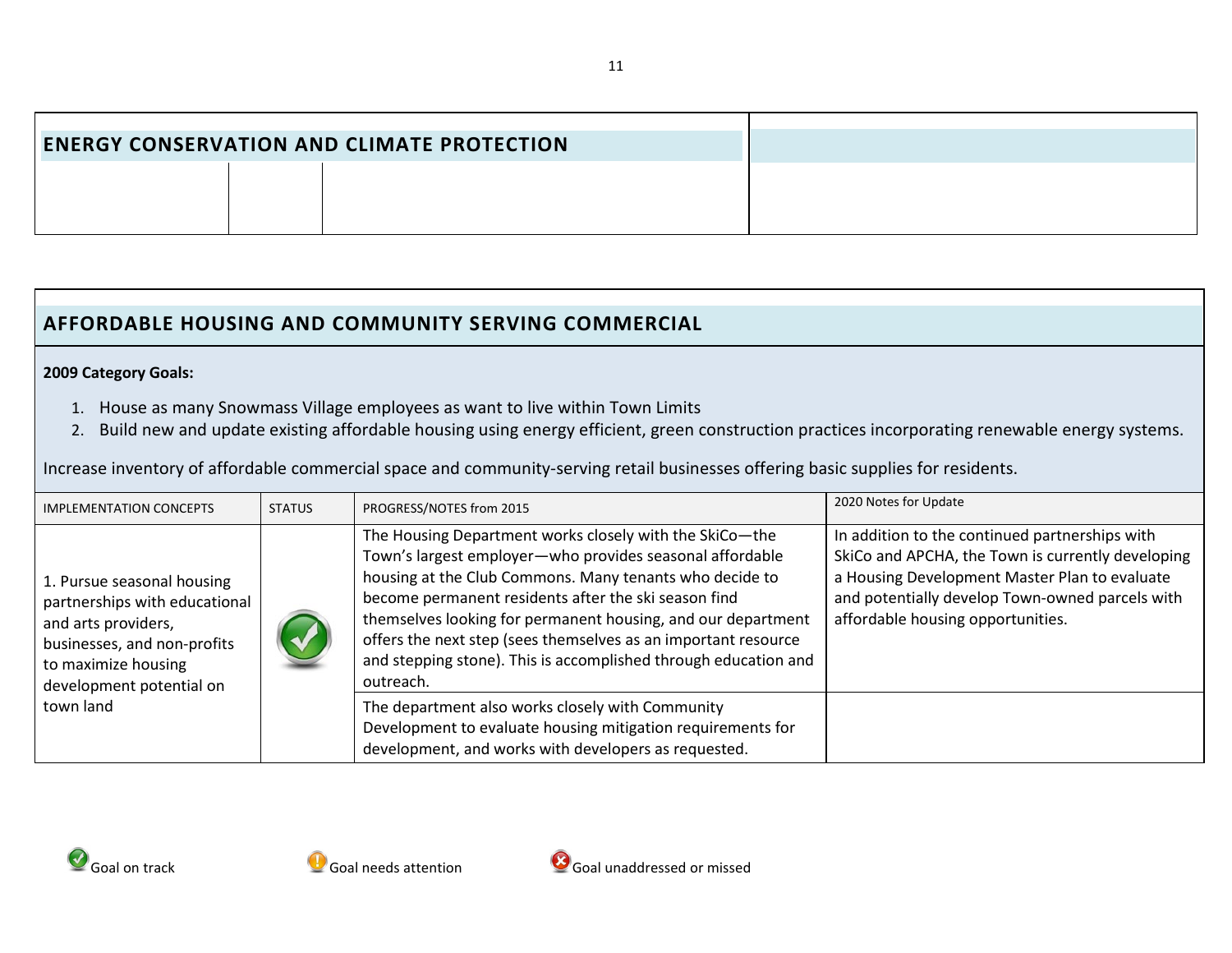## ENERGY CONSERVATION AND CLIMATE PROTECTION

| | | | |
|---|---|---|---|
| | | | |

## AFFORDABLE HOUSING AND COMMUNITY SERVING COMMERCIAL

**2009 Category Goals:**

1. House as many Snowmass Village employees as want to live within Town Limits
2. Build new and update existing affordable housing using energy efficient, green construction practices incorporating renewable energy systems.

Increase inventory of affordable commercial space and community-serving retail businesses offering basic supplies for residents.

| IMPLEMENTATION CONCEPTS | STATUS | PROGRESS/NOTES from 2015 | 2020 Notes for Update |
|---|---|---|---|
| 1. Pursue seasonal housing partnerships with educational and arts providers, businesses, and non-profits to maximize housing development potential on town land | Goal on track | The Housing Department works closely with the SkiCo—the Town's largest employer—who provides seasonal affordable housing at the Club Commons. Many tenants who decide to become permanent residents after the ski season find themselves looking for permanent housing, and our department offers the next step (sees themselves as an important resource and stepping stone). This is accomplished through education and outreach. | In addition to the continued partnerships with SkiCo and APCHA, the Town is currently developing a Housing Development Master Plan to evaluate and potentially develop Town-owned parcels with affordable housing opportunities. |
| | | The department also works closely with Community Development to evaluate housing mitigation requirements for development, and works with developers as requested. | |

Goal on track | Goal needs attention | Goal unaddressed or missed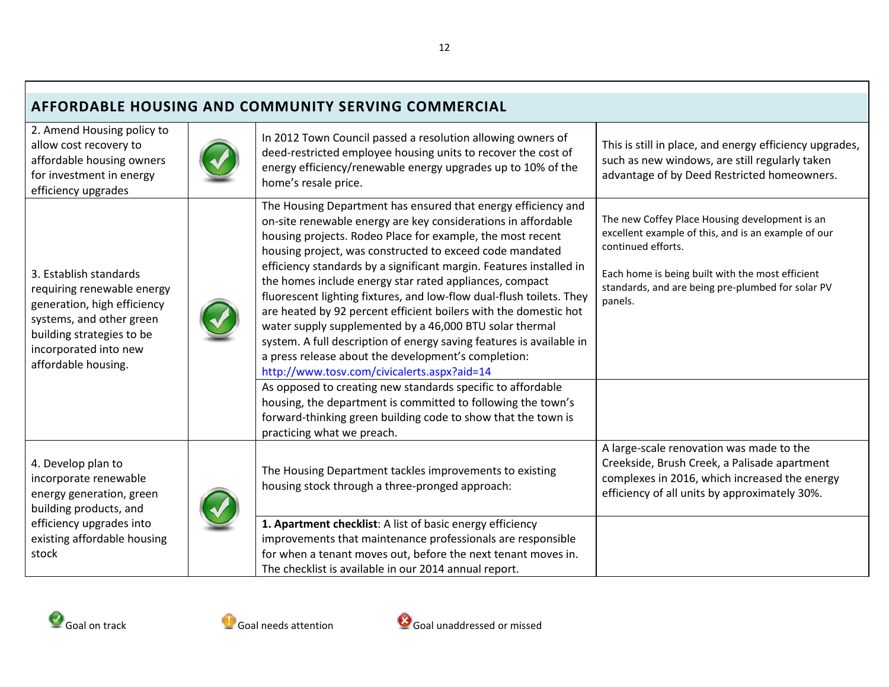## AFFORDABLE HOUSING AND COMMUNITY SERVING COMMERCIAL

| Goal | Status | Progress | Update |
|---|---|---|---|
| 2. Amend Housing policy to allow cost recovery to affordable housing owners for investment in energy efficiency upgrades | Goal on track | In 2012 Town Council passed a resolution allowing owners of deed-restricted employee housing units to recover the cost of energy efficiency/renewable energy upgrades up to 10% of the home's resale price. | This is still in place, and energy efficiency upgrades, such as new windows, are still regularly taken advantage of by Deed Restricted homeowners. |
| 3. Establish standards requiring renewable energy generation, high efficiency systems, and other green building strategies to be incorporated into new affordable housing. | Goal on track | The Housing Department has ensured that energy efficiency and on-site renewable energy are key considerations in affordable housing projects. Rodeo Place for example, the most recent housing project, was constructed to exceed code mandated efficiency standards by a significant margin. Features installed in the homes include energy star rated appliances, compact fluorescent lighting fixtures, and low-flow dual-flush toilets. They are heated by 92 percent efficient boilers with the domestic hot water supply supplemented by a 46,000 BTU solar thermal system. A full description of energy saving features is available in a press release about the development's completion: http://www.tosv.com/civicalerts.aspx?aid=14 | The new Coffey Place Housing development is an excellent example of this, and is an example of our continued efforts. Each home is being built with the most efficient standards, and are being pre-plumbed for solar PV panels. |
| | | As opposed to creating new standards specific to affordable housing, the department is committed to following the town's forward-thinking green building code to show that the town is practicing what we preach. | |
| 4. Develop plan to incorporate renewable energy generation, green building products, and efficiency upgrades into existing affordable housing stock | Goal on track | The Housing Department tackles improvements to existing housing stock through a three-pronged approach: | A large-scale renovation was made to the Creekside, Brush Creek, a Palisade apartment complexes in 2016, which increased the energy efficiency of all units by approximately 30%. |
| | | **1. Apartment checklist**: A list of basic energy efficiency improvements that maintenance professionals are responsible for when a tenant moves out, before the next tenant moves in. The checklist is available in our 2014 annual report. | |

Goal on track | Goal needs attention | Goal unaddressed or missed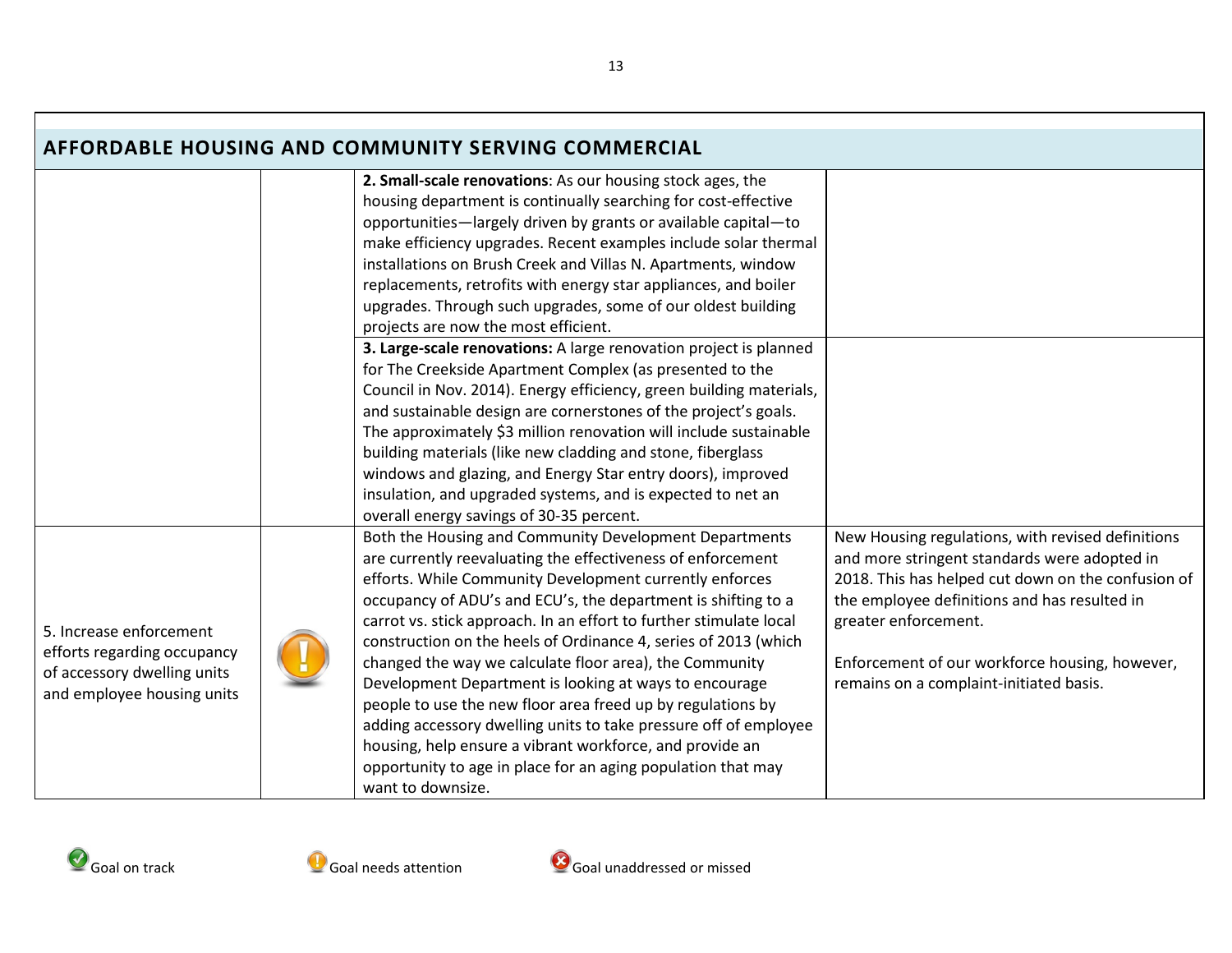## AFFORDABLE HOUSING AND COMMUNITY SERVING COMMERCIAL

| | | | |
|---|---|---|---|
| | | **2. Small-scale renovations**: As our housing stock ages, the housing department is continually searching for cost-effective opportunities—largely driven by grants or available capital—to make efficiency upgrades. Recent examples include solar thermal installations on Brush Creek and Villas N. Apartments, window replacements, retrofits with energy star appliances, and boiler upgrades. Through such upgrades, some of our oldest building projects are now the most efficient. | |
| | | **3. Large-scale renovations:** A large renovation project is planned for The Creekside Apartment Complex (as presented to the Council in Nov. 2014). Energy efficiency, green building materials, and sustainable design are cornerstones of the project's goals. The approximately $3 million renovation will include sustainable building materials (like new cladding and stone, fiberglass windows and glazing, and Energy Star entry doors), improved insulation, and upgraded systems, and is expected to net an overall energy savings of 30-35 percent. | |
| 5. Increase enforcement efforts regarding occupancy of accessory dwelling units and employee housing units | Goal needs attention | Both the Housing and Community Development Departments are currently reevaluating the effectiveness of enforcement efforts. While Community Development currently enforces occupancy of ADU's and ECU's, the department is shifting to a carrot vs. stick approach. In an effort to further stimulate local construction on the heels of Ordinance 4, series of 2013 (which changed the way we calculate floor area), the Community Development Department is looking at ways to encourage people to use the new floor area freed up by regulations by adding accessory dwelling units to take pressure off of employee housing, help ensure a vibrant workforce, and provide an opportunity to age in place for an aging population that may want to downsize. | New Housing regulations, with revised definitions and more stringent standards were adopted in 2018. This has helped cut down on the confusion of the employee definitions and has resulted in greater enforcement.<br><br>Enforcement of our workforce housing, however, remains on a complaint-initiated basis. |

Goal on track — Goal needs attention — Goal unaddressed or missed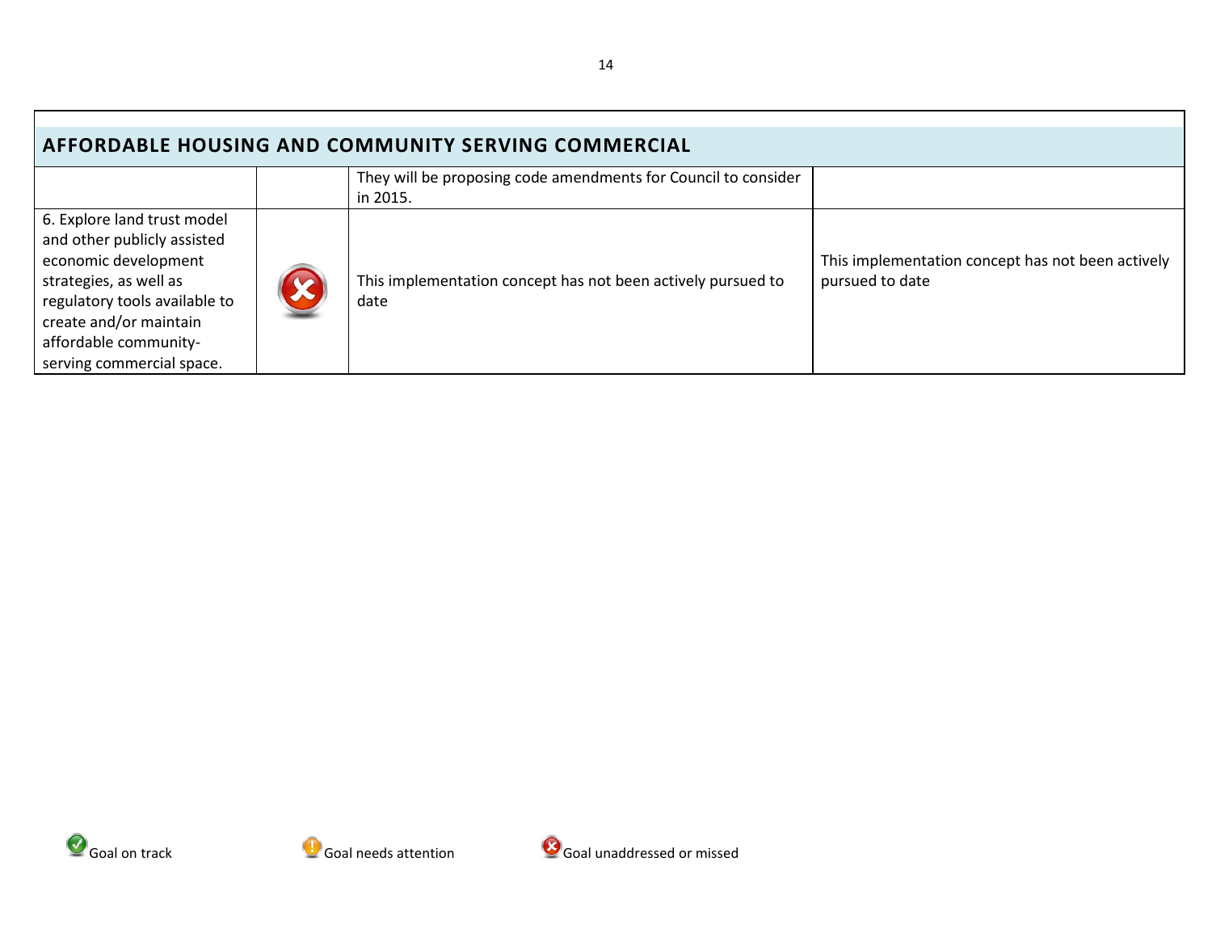| AFFORDABLE HOUSING AND COMMUNITY SERVING COMMERCIAL | | | |
|---|---|---|---|
| | | They will be proposing code amendments for Council to consider in 2015. | |
| 6. Explore land trust model and other publicly assisted economic development strategies, as well as regulatory tools available to create and/or maintain affordable community-serving commercial space. | Goal unaddressed or missed | This implementation concept has not been actively pursued to date | This implementation concept has not been actively pursued to date |

Goal on track    Goal needs attention    Goal unaddressed or missed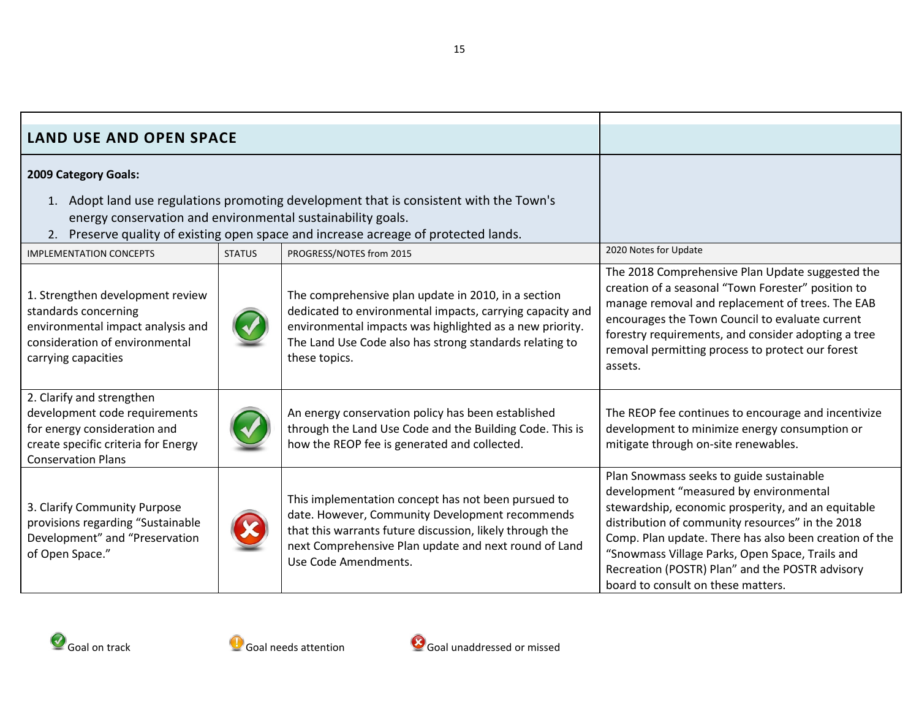## LAND USE AND OPEN SPACE

**2009 Category Goals:**

1. Adopt land use regulations promoting development that is consistent with the Town's energy conservation and environmental sustainability goals.
2. Preserve quality of existing open space and increase acreage of protected lands.

| IMPLEMENTATION CONCEPTS | STATUS | PROGRESS/NOTES from 2015 | 2020 Notes for Update |
|---|---|---|---|
| 1. Strengthen development review standards concerning environmental impact analysis and consideration of environmental carrying capacities | Goal on track | The comprehensive plan update in 2010, in a section dedicated to environmental impacts, carrying capacity and environmental impacts was highlighted as a new priority. The Land Use Code also has strong standards relating to these topics. | The 2018 Comprehensive Plan Update suggested the creation of a seasonal "Town Forester" position to manage removal and replacement of trees. The EAB encourages the Town Council to evaluate current forestry requirements, and consider adopting a tree removal permitting process to protect our forest assets. |
| 2. Clarify and strengthen development code requirements for energy consideration and create specific criteria for Energy Conservation Plans | Goal on track | An energy conservation policy has been established through the Land Use Code and the Building Code. This is how the REOP fee is generated and collected. | The REOP fee continues to encourage and incentivize development to minimize energy consumption or mitigate through on-site renewables. |
| 3. Clarify Community Purpose provisions regarding "Sustainable Development" and "Preservation of Open Space." | Goal unaddressed or missed | This implementation concept has not been pursued to date. However, Community Development recommends that this warrants future discussion, likely through the next Comprehensive Plan update and next round of Land Use Code Amendments. | Plan Snowmass seeks to guide sustainable development "measured by environmental stewardship, economic prosperity, and an equitable distribution of community resources" in the 2018 Comp. Plan update. There has also been creation of the "Snowmass Village Parks, Open Space, Trails and Recreation (POSTR) Plan" and the POSTR advisory board to consult on these matters. |

Goal on track    Goal needs attention    Goal unaddressed or missed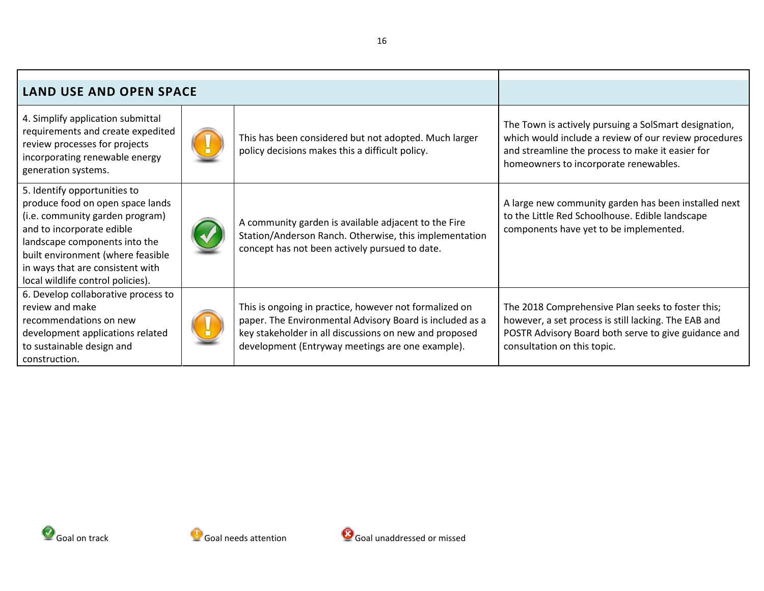| LAND USE AND OPEN SPACE | | | |
|---|---|---|---|
| 4. Simplify application submittal requirements and create expedited review processes for projects incorporating renewable energy generation systems. | Goal needs attention | This has been considered but not adopted. Much larger policy decisions makes this a difficult policy. | The Town is actively pursuing a SolSmart designation, which would include a review of our review procedures and streamline the process to make it easier for homeowners to incorporate renewables. |
| 5. Identify opportunities to produce food on open space lands (i.e. community garden program) and to incorporate edible landscape components into the built environment (where feasible in ways that are consistent with local wildlife control policies). | Goal on track | A community garden is available adjacent to the Fire Station/Anderson Ranch. Otherwise, this implementation concept has not been actively pursued to date. | A large new community garden has been installed next to the Little Red Schoolhouse. Edible landscape components have yet to be implemented. |
| 6. Develop collaborative process to review and make recommendations on new development applications related to sustainable design and construction. | Goal needs attention | This is ongoing in practice, however not formalized on paper. The Environmental Advisory Board is included as a key stakeholder in all discussions on new and proposed development (Entryway meetings are one example). | The 2018 Comprehensive Plan seeks to foster this; however, a set process is still lacking. The EAB and POSTR Advisory Board both serve to give guidance and consultation on this topic. |

Goal on track | Goal needs attention | Goal unaddressed or missed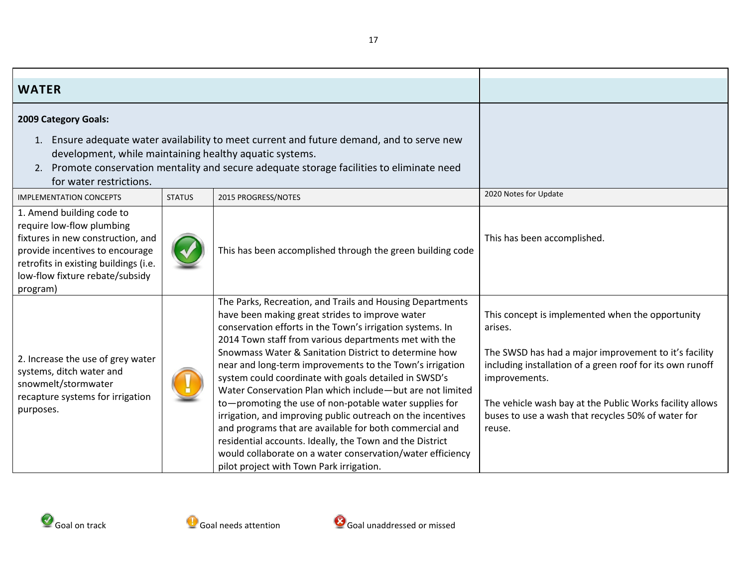## WATER

**2009 Category Goals:**

1. Ensure adequate water availability to meet current and future demand, and to serve new development, while maintaining healthy aquatic systems.
2. Promote conservation mentality and secure adequate storage facilities to eliminate need for water restrictions.

| IMPLEMENTATION CONCEPTS | STATUS | 2015 PROGRESS/NOTES | 2020 Notes for Update |
|---|---|---|---|
| 1. Amend building code to require low-flow plumbing fixtures in new construction, and provide incentives to encourage retrofits in existing buildings (i.e. low-flow fixture rebate/subsidy program) | Goal on track | This has been accomplished through the green building code | This has been accomplished. |
| 2. Increase the use of grey water systems, ditch water and snowmelt/stormwater recapture systems for irrigation purposes. | Goal needs attention | The Parks, Recreation, and Trails and Housing Departments have been making great strides to improve water conservation efforts in the Town's irrigation systems. In 2014 Town staff from various departments met with the Snowmass Water & Sanitation District to determine how near and long-term improvements to the Town's irrigation system could coordinate with goals detailed in SWSD's Water Conservation Plan which include—but are not limited to—promoting the use of non-potable water supplies for irrigation, and improving public outreach on the incentives and programs that are available for both commercial and residential accounts. Ideally, the Town and the District would collaborate on a water conservation/water efficiency pilot project with Town Park irrigation. | This concept is implemented when the opportunity arises.<br><br>The SWSD has had a major improvement to it's facility including installation of a green roof for its own runoff improvements.<br><br>The vehicle wash bay at the Public Works facility allows buses to use a wash that recycles 50% of water for reuse. |

Goal on track — Goal needs attention — Goal unaddressed or missed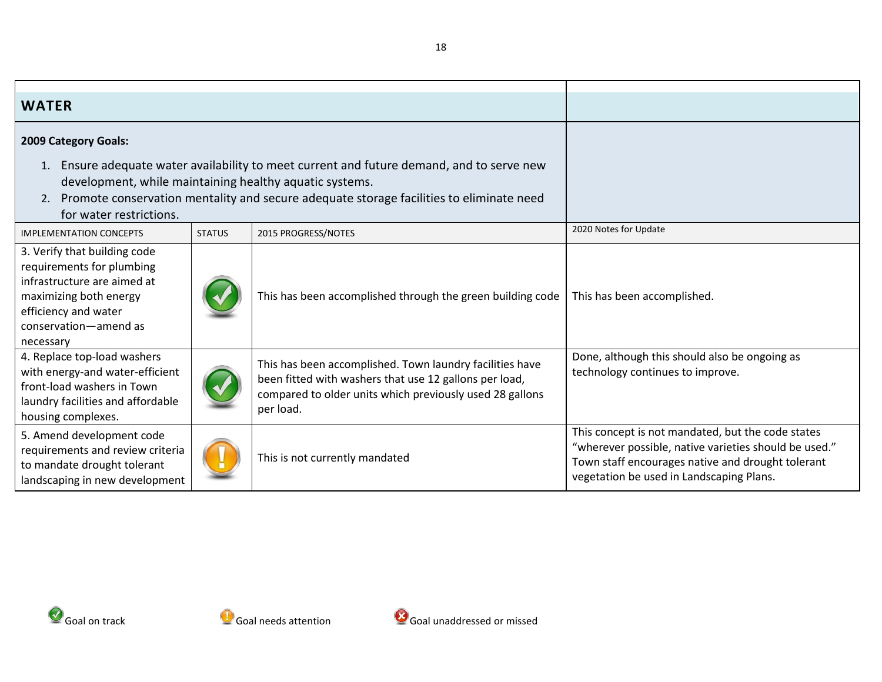## WATER

**2009 Category Goals:**

1. Ensure adequate water availability to meet current and future demand, and to serve new development, while maintaining healthy aquatic systems.
2. Promote conservation mentality and secure adequate storage facilities to eliminate need for water restrictions.

| IMPLEMENTATION CONCEPTS | STATUS | 2015 PROGRESS/NOTES | 2020 Notes for Update |
|---|---|---|---|
| 3. Verify that building code requirements for plumbing infrastructure are aimed at maximizing both energy efficiency and water conservation—amend as necessary | Goal on track | This has been accomplished through the green building code | This has been accomplished. |
| 4. Replace top-load washers with energy-and water-efficient front-load washers in Town laundry facilities and affordable housing complexes. | Goal on track | This has been accomplished. Town laundry facilities have been fitted with washers that use 12 gallons per load, compared to older units which previously used 28 gallons per load. | Done, although this should also be ongoing as technology continues to improve. |
| 5. Amend development code requirements and review criteria to mandate drought tolerant landscaping in new development | Goal needs attention | This is not currently mandated | This concept is not mandated, but the code states "wherever possible, native varieties should be used." Town staff encourages native and drought tolerant vegetation be used in Landscaping Plans. |

Goal on track    Goal needs attention    Goal unaddressed or missed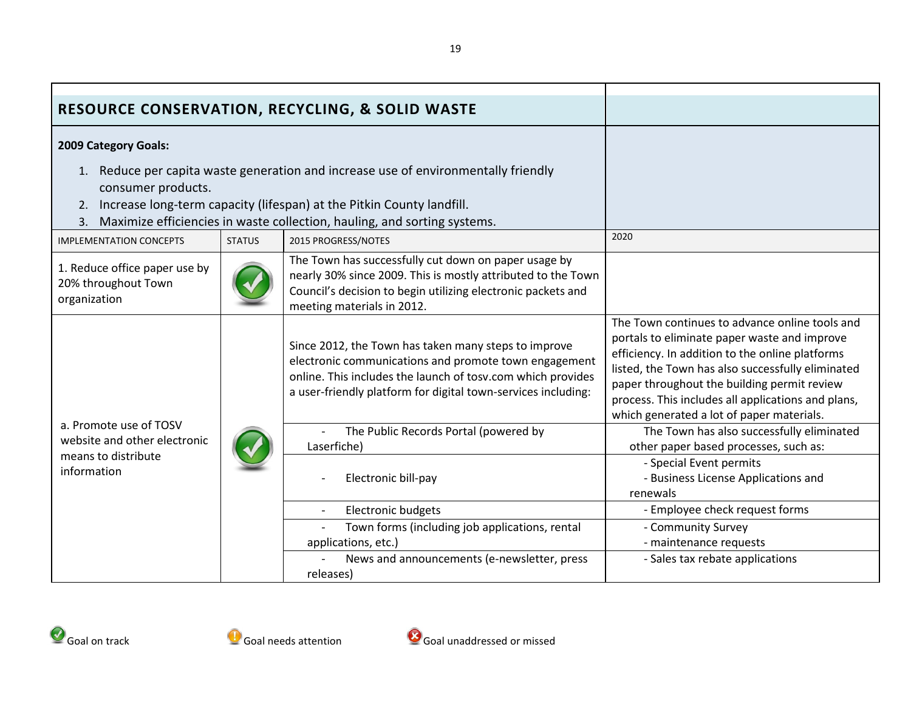## RESOURCE CONSERVATION, RECYCLING, & SOLID WASTE

**2009 Category Goals:**

1. Reduce per capita waste generation and increase use of environmentally friendly consumer products.
2. Increase long-term capacity (lifespan) at the Pitkin County landfill.
3. Maximize efficiencies in waste collection, hauling, and sorting systems.

| IMPLEMENTATION CONCEPTS | STATUS | 2015 PROGRESS/NOTES | 2020 |
|---|---|---|---|
| 1. Reduce office paper use by 20% throughout Town organization | Goal on track | The Town has successfully cut down on paper usage by nearly 30% since 2009. This is mostly attributed to the Town Council's decision to begin utilizing electronic packets and meeting materials in 2012. | |
| a. Promote use of TOSV website and other electronic means to distribute information | Goal on track | Since 2012, the Town has taken many steps to improve electronic communications and promote town engagement online. This includes the launch of tosv.com which provides a user-friendly platform for digital town-services including: | The Town continues to advance online tools and portals to eliminate paper waste and improve efficiency. In addition to the online platforms listed, the Town has also successfully eliminated paper throughout the building permit review process. This includes all applications and plans, which generated a lot of paper materials. |
| | | - The Public Records Portal (powered by Laserfiche) | The Town has also successfully eliminated other paper based processes, such as: |
| | | - Electronic bill-pay | - Special Event permits<br>- Business License Applications and renewals |
| | | - Electronic budgets | - Employee check request forms |
| | | - Town forms (including job applications, rental applications, etc.) | - Community Survey<br>- maintenance requests |
| | | - News and announcements (e-newsletter, press releases) | - Sales tax rebate applications |

Goal on track &nbsp;&nbsp;&nbsp; Goal needs attention &nbsp;&nbsp;&nbsp; Goal unaddressed or missed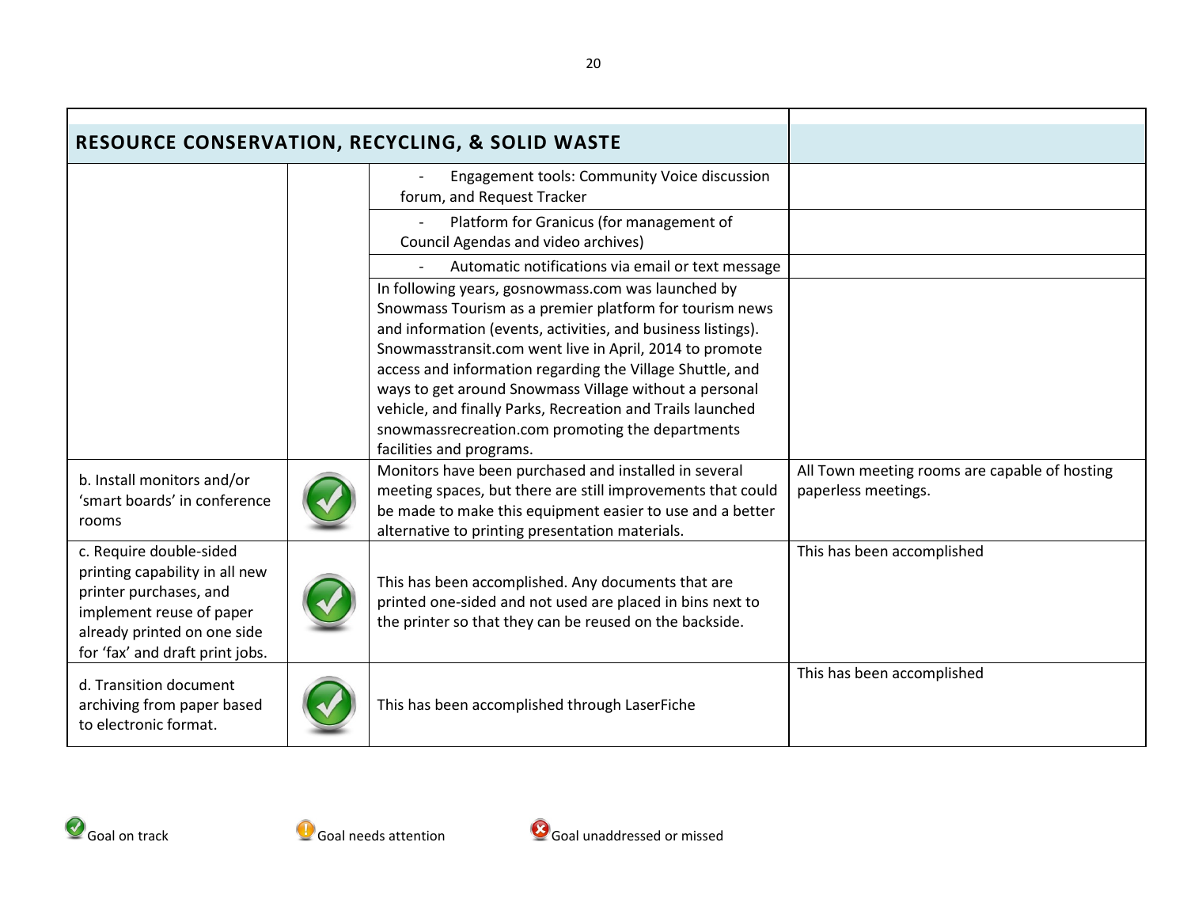| RESOURCE CONSERVATION, RECYCLING, & SOLID WASTE | | | |
|---|---|---|---|
| | | - Engagement tools: Community Voice discussion forum, and Request Tracker | |
| | | - Platform for Granicus (for management of Council Agendas and video archives) | |
| | | - Automatic notifications via email or text message | |
| | | In following years, gosnowmass.com was launched by Snowmass Tourism as a premier platform for tourism news and information (events, activities, and business listings). Snowmasstransit.com went live in April, 2014 to promote access and information regarding the Village Shuttle, and ways to get around Snowmass Village without a personal vehicle, and finally Parks, Recreation and Trails launched snowmassrecreation.com promoting the departments facilities and programs. | |
| b. Install monitors and/or 'smart boards' in conference rooms | Goal on track | Monitors have been purchased and installed in several meeting spaces, but there are still improvements that could be made to make this equipment easier to use and a better alternative to printing presentation materials. | All Town meeting rooms are capable of hosting paperless meetings. |
| c. Require double-sided printing capability in all new printer purchases, and implement reuse of paper already printed on one side for 'fax' and draft print jobs. | Goal on track | This has been accomplished. Any documents that are printed one-sided and not used are placed in bins next to the printer so that they can be reused on the backside. | This has been accomplished |
| d. Transition document archiving from paper based to electronic format. | Goal on track | This has been accomplished through LaserFiche | This has been accomplished |

Goal on track    Goal needs attention    Goal unaddressed or missed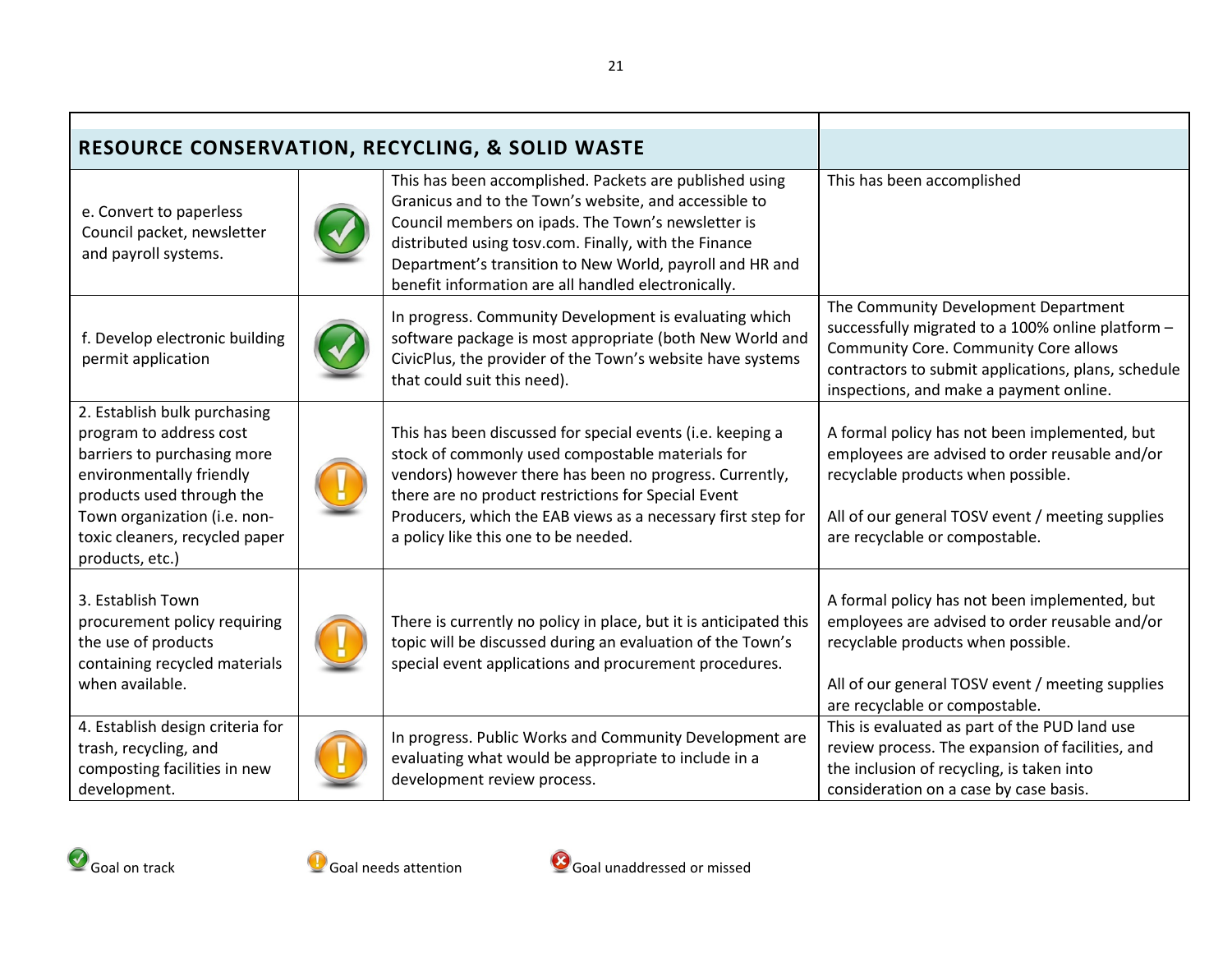| RESOURCE CONSERVATION, RECYCLING, & SOLID WASTE | | | |
|---|---|---|---|
| e. Convert to paperless Council packet, newsletter and payroll systems. | Goal on track | This has been accomplished. Packets are published using Granicus and to the Town's website, and accessible to Council members on ipads. The Town's newsletter is distributed using tosv.com. Finally, with the Finance Department's transition to New World, payroll and HR and benefit information are all handled electronically. | This has been accomplished |
| f. Develop electronic building permit application | Goal on track | In progress. Community Development is evaluating which software package is most appropriate (both New World and CivicPlus, the provider of the Town's website have systems that could suit this need). | The Community Development Department successfully migrated to a 100% online platform – Community Core. Community Core allows contractors to submit applications, plans, schedule inspections, and make a payment online. |
| 2. Establish bulk purchasing program to address cost barriers to purchasing more environmentally friendly products used through the Town organization (i.e. non-toxic cleaners, recycled paper products, etc.) | Goal needs attention | This has been discussed for special events (i.e. keeping a stock of commonly used compostable materials for vendors) however there has been no progress. Currently, there are no product restrictions for Special Event Producers, which the EAB views as a necessary first step for a policy like this one to be needed. | A formal policy has not been implemented, but employees are advised to order reusable and/or recyclable products when possible.<br><br>All of our general TOSV event / meeting supplies are recyclable or compostable. |
| 3. Establish Town procurement policy requiring the use of products containing recycled materials when available. | Goal needs attention | There is currently no policy in place, but it is anticipated this topic will be discussed during an evaluation of the Town's special event applications and procurement procedures. | A formal policy has not been implemented, but employees are advised to order reusable and/or recyclable products when possible.<br><br>All of our general TOSV event / meeting supplies are recyclable or compostable. |
| 4. Establish design criteria for trash, recycling, and composting facilities in new development. | Goal needs attention | In progress. Public Works and Community Development are evaluating what would be appropriate to include in a development review process. | This is evaluated as part of the PUD land use review process. The expansion of facilities, and the inclusion of recycling, is taken into consideration on a case by case basis. |

Goal on track    Goal needs attention    Goal unaddressed or missed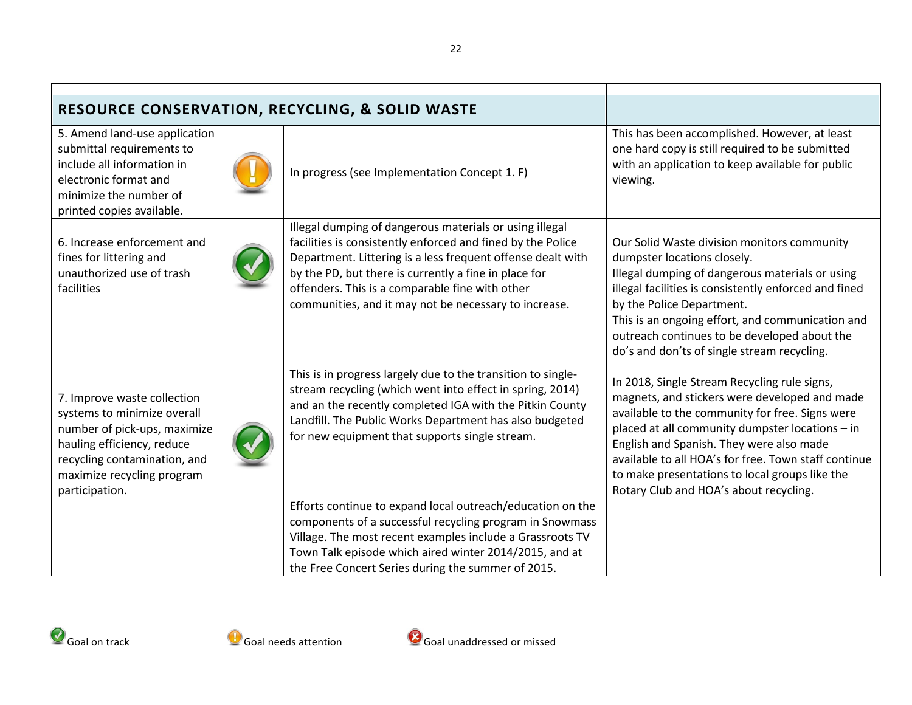| RESOURCE CONSERVATION, RECYCLING, & SOLID WASTE | | | |
|---|---|---|---|
| 5. Amend land-use application submittal requirements to include all information in electronic format and minimize the number of printed copies available. | Goal needs attention | In progress (see Implementation Concept 1. F) | This has been accomplished. However, at least one hard copy is still required to be submitted with an application to keep available for public viewing. |
| 6. Increase enforcement and fines for littering and unauthorized use of trash facilities | Goal on track | Illegal dumping of dangerous materials or using illegal facilities is consistently enforced and fined by the Police Department. Littering is a less frequent offense dealt with by the PD, but there is currently a fine in place for offenders. This is a comparable fine with other communities, and it may not be necessary to increase. | Our Solid Waste division monitors community dumpster locations closely.<br>Illegal dumping of dangerous materials or using illegal facilities is consistently enforced and fined by the Police Department. |
| 7. Improve waste collection systems to minimize overall number of pick-ups, maximize hauling efficiency, reduce recycling contamination, and maximize recycling program participation. | Goal on track | This is in progress largely due to the transition to single-stream recycling (which went into effect in spring, 2014) and an the recently completed IGA with the Pitkin County Landfill. The Public Works Department has also budgeted for new equipment that supports single stream. | This is an ongoing effort, and communication and outreach continues to be developed about the do's and don'ts of single stream recycling.<br><br>In 2018, Single Stream Recycling rule signs, magnets, and stickers were developed and made available to the community for free. Signs were placed at all community dumpster locations – in English and Spanish. They were also made available to all HOA's for free. Town staff continue to make presentations to local groups like the Rotary Club and HOA's about recycling. |
| | | Efforts continue to expand local outreach/education on the components of a successful recycling program in Snowmass Village. The most recent examples include a Grassroots TV Town Talk episode which aired winter 2014/2015, and at the Free Concert Series during the summer of 2015. | |

Goal on track &nbsp;&nbsp;&nbsp; Goal needs attention &nbsp;&nbsp;&nbsp; Goal unaddressed or missed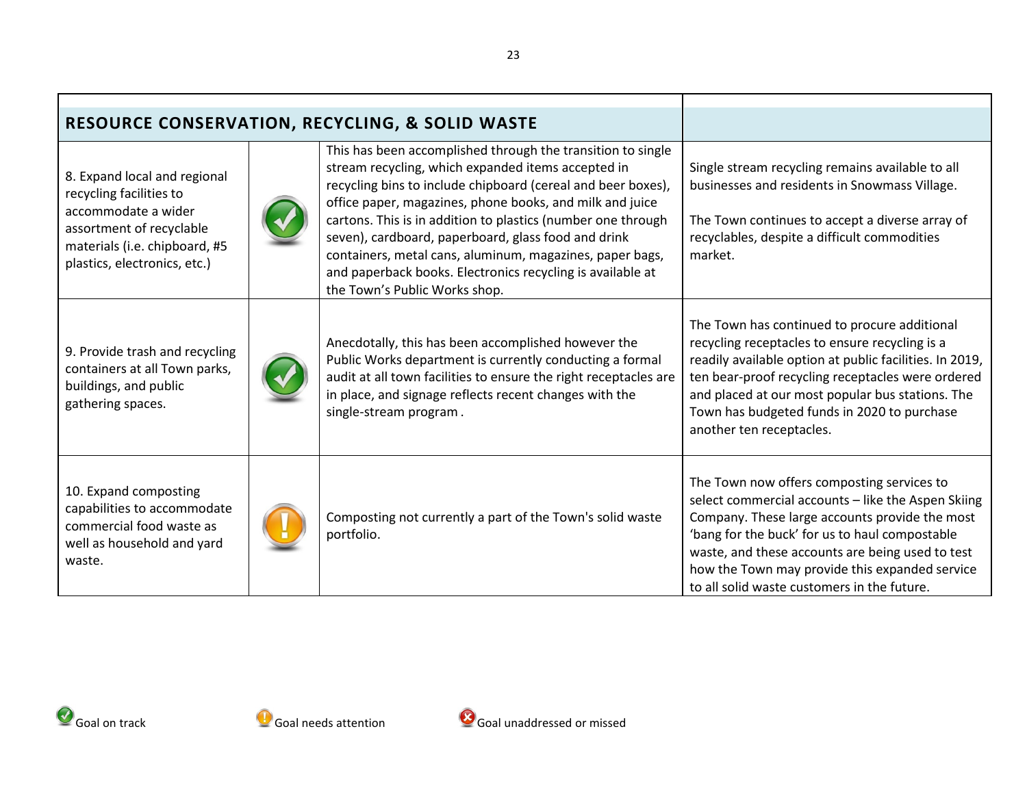| RESOURCE CONSERVATION, RECYCLING, & SOLID WASTE | | | |
|---|---|---|---|
| 8. Expand local and regional recycling facilities to accommodate a wider assortment of recyclable materials (i.e. chipboard, #5 plastics, electronics, etc.) | Goal on track | This has been accomplished through the transition to single stream recycling, which expanded items accepted in recycling bins to include chipboard (cereal and beer boxes), office paper, magazines, phone books, and milk and juice cartons. This is in addition to plastics (number one through seven), cardboard, paperboard, glass food and drink containers, metal cans, aluminum, magazines, paper bags, and paperback books. Electronics recycling is available at the Town's Public Works shop. | Single stream recycling remains available to all businesses and residents in Snowmass Village.<br><br>The Town continues to accept a diverse array of recyclables, despite a difficult commodities market. |
| 9. Provide trash and recycling containers at all Town parks, buildings, and public gathering spaces. | Goal on track | Anecdotally, this has been accomplished however the Public Works department is currently conducting a formal audit at all town facilities to ensure the right receptacles are in place, and signage reflects recent changes with the single-stream program . | The Town has continued to procure additional recycling receptacles to ensure recycling is a readily available option at public facilities. In 2019, ten bear-proof recycling receptacles were ordered and placed at our most popular bus stations. The Town has budgeted funds in 2020 to purchase another ten receptacles. |
| 10. Expand composting capabilities to accommodate commercial food waste as well as household and yard waste. | Goal needs attention | Composting not currently a part of the Town's solid waste portfolio. | The Town now offers composting services to select commercial accounts – like the Aspen Skiing Company. These large accounts provide the most 'bang for the buck' for us to haul compostable waste, and these accounts are being used to test how the Town may provide this expanded service to all solid waste customers in the future. |

Goal on track &nbsp;&nbsp;&nbsp; Goal needs attention &nbsp;&nbsp;&nbsp; Goal unaddressed or missed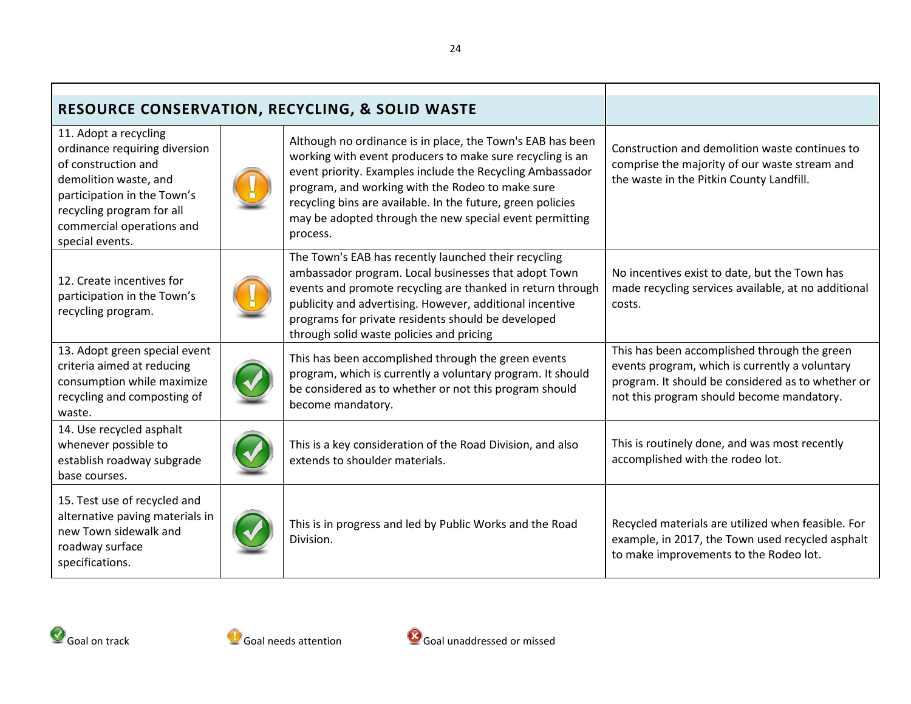| RESOURCE CONSERVATION, RECYCLING, & SOLID WASTE | | | |
|---|---|---|---|
| 11. Adopt a recycling ordinance requiring diversion of construction and demolition waste, and participation in the Town's recycling program for all commercial operations and special events. | Goal needs attention | Although no ordinance is in place, the Town's EAB has been working with event producers to make sure recycling is an event priority. Examples include the Recycling Ambassador program, and working with the Rodeo to make sure recycling bins are available. In the future, green policies may be adopted through the new special event permitting process. | Construction and demolition waste continues to comprise the majority of our waste stream and the waste in the Pitkin County Landfill. |
| 12. Create incentives for participation in the Town's recycling program. | Goal needs attention | The Town's EAB has recently launched their recycling ambassador program. Local businesses that adopt Town events and promote recycling are thanked in return through publicity and advertising. However, additional incentive programs for private residents should be developed through solid waste policies and pricing | No incentives exist to date, but the Town has made recycling services available, at no additional costs. |
| 13. Adopt green special event criteria aimed at reducing consumption while maximize recycling and composting of waste. | Goal on track | This has been accomplished through the green events program, which is currently a voluntary program. It should be considered as to whether or not this program should become mandatory. | This has been accomplished through the green events program, which is currently a voluntary program. It should be considered as to whether or not this program should become mandatory. |
| 14. Use recycled asphalt whenever possible to establish roadway subgrade base courses. | Goal on track | This is a key consideration of the Road Division, and also extends to shoulder materials. | This is routinely done, and was most recently accomplished with the rodeo lot. |
| 15. Test use of recycled and alternative paving materials in new Town sidewalk and roadway surface specifications. | Goal on track | This is in progress and led by Public Works and the Road Division. | Recycled materials are utilized when feasible. For example, in 2017, the Town used recycled asphalt to make improvements to the Rodeo lot. |

Goal on track — Goal needs attention — Goal unaddressed or missed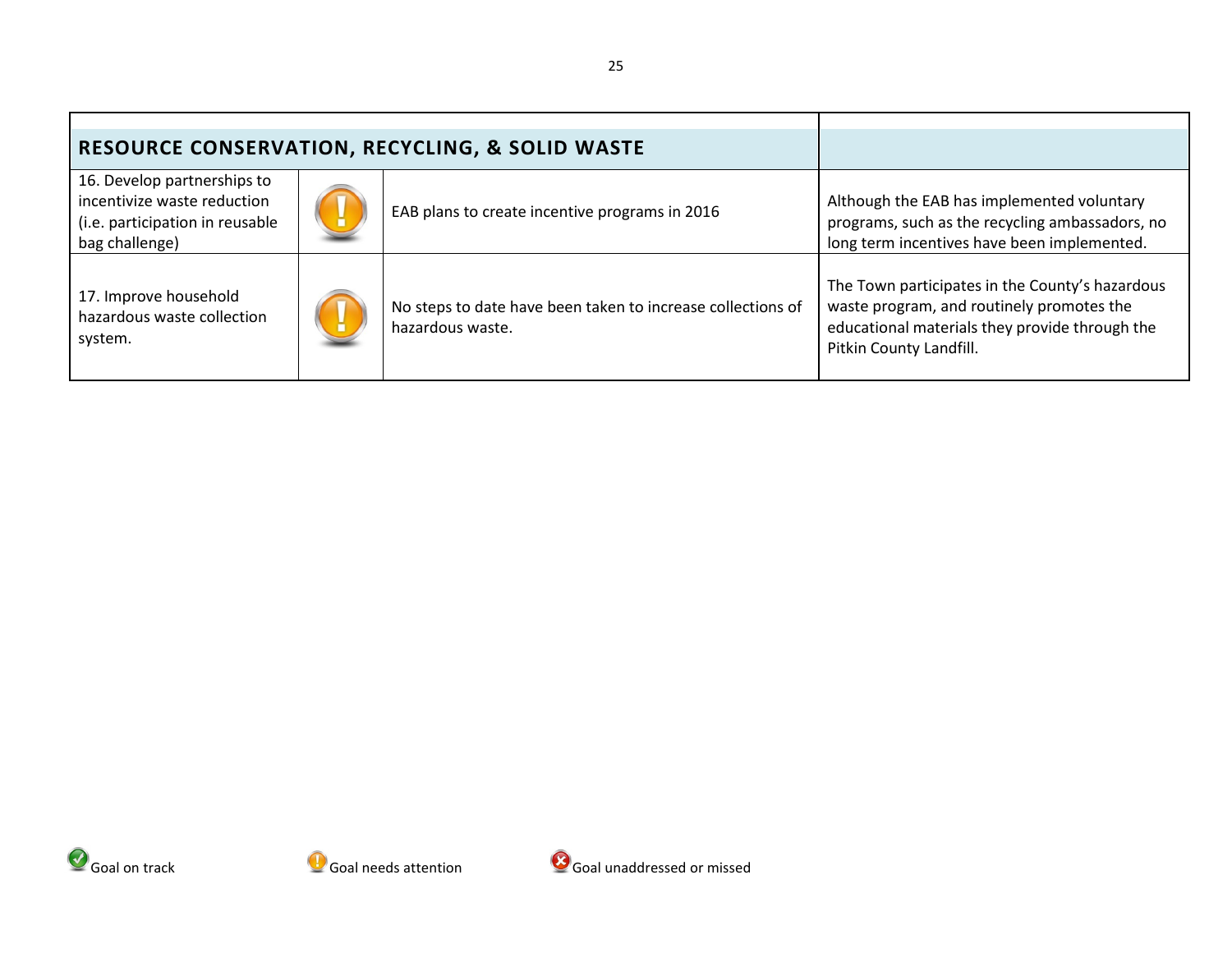| RESOURCE CONSERVATION, RECYCLING, & SOLID WASTE | | | |
|---|---|---|---|
| 16. Develop partnerships to incentivize waste reduction (i.e. participation in reusable bag challenge) | Goal needs attention | EAB plans to create incentive programs in 2016 | Although the EAB has implemented voluntary programs, such as the recycling ambassadors, no long term incentives have been implemented. |
| 17. Improve household hazardous waste collection system. | Goal needs attention | No steps to date have been taken to increase collections of hazardous waste. | The Town participates in the County's hazardous waste program, and routinely promotes the educational materials they provide through the Pitkin County Landfill. |

Goal on track Goal needs attention Goal unaddressed or missed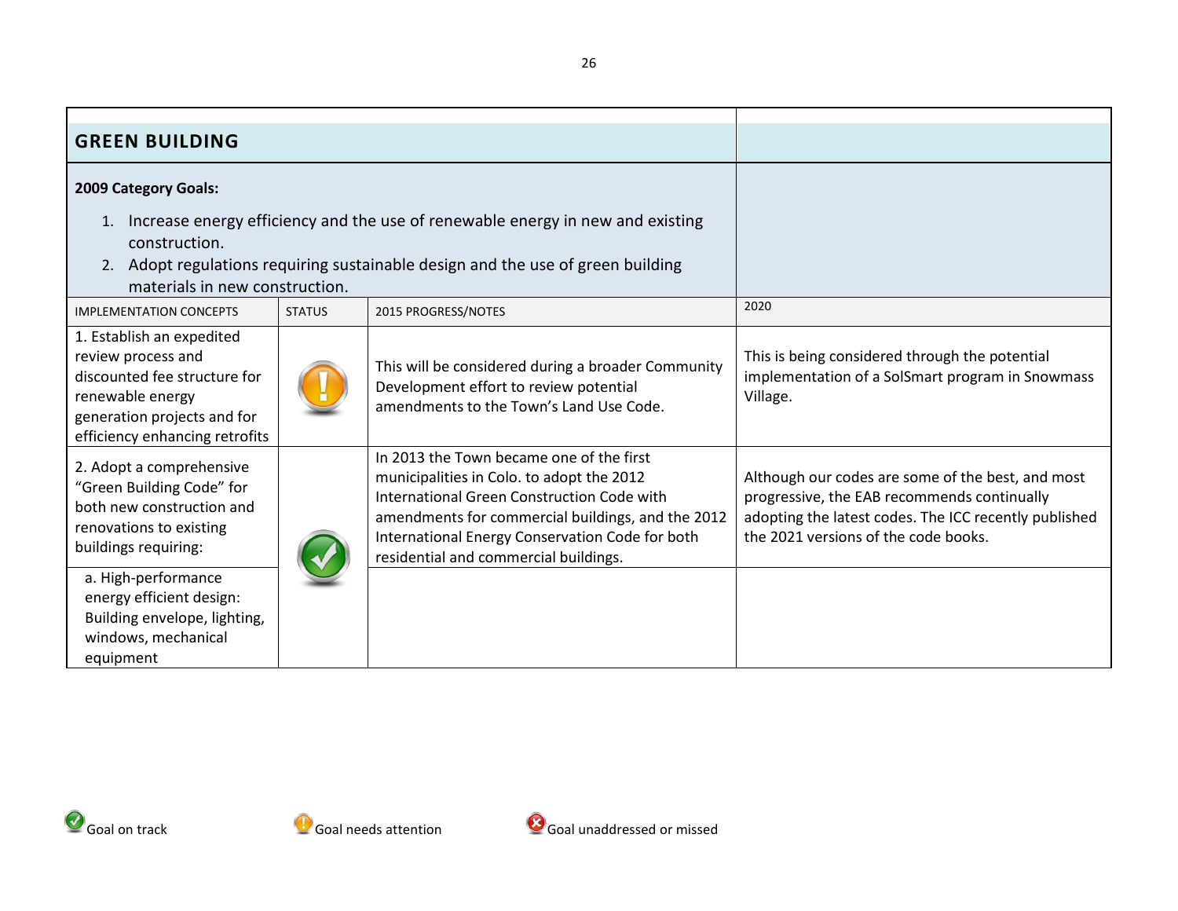## GREEN BUILDING

**2009 Category Goals:**

1. Increase energy efficiency and the use of renewable energy in new and existing construction.
2. Adopt regulations requiring sustainable design and the use of green building materials in new construction.

| IMPLEMENTATION CONCEPTS | STATUS | 2015 PROGRESS/NOTES | 2020 |
|---|---|---|---|
| 1. Establish an expedited review process and discounted fee structure for renewable energy generation projects and for efficiency enhancing retrofits | Goal needs attention | This will be considered during a broader Community Development effort to review potential amendments to the Town's Land Use Code. | This is being considered through the potential implementation of a SolSmart program in Snowmass Village. |
| 2. Adopt a comprehensive "Green Building Code" for both new construction and renovations to existing buildings requiring: | Goal on track | In 2013 the Town became one of the first municipalities in Colo. to adopt the 2012 International Green Construction Code with amendments for commercial buildings, and the 2012 International Energy Conservation Code for both residential and commercial buildings. | Although our codes are some of the best, and most progressive, the EAB recommends continually adopting the latest codes. The ICC recently published the 2021 versions of the code books. |
| a. High-performance energy efficient design: Building envelope, lighting, windows, mechanical equipment | | | |

Goal on track — Goal needs attention — Goal unaddressed or missed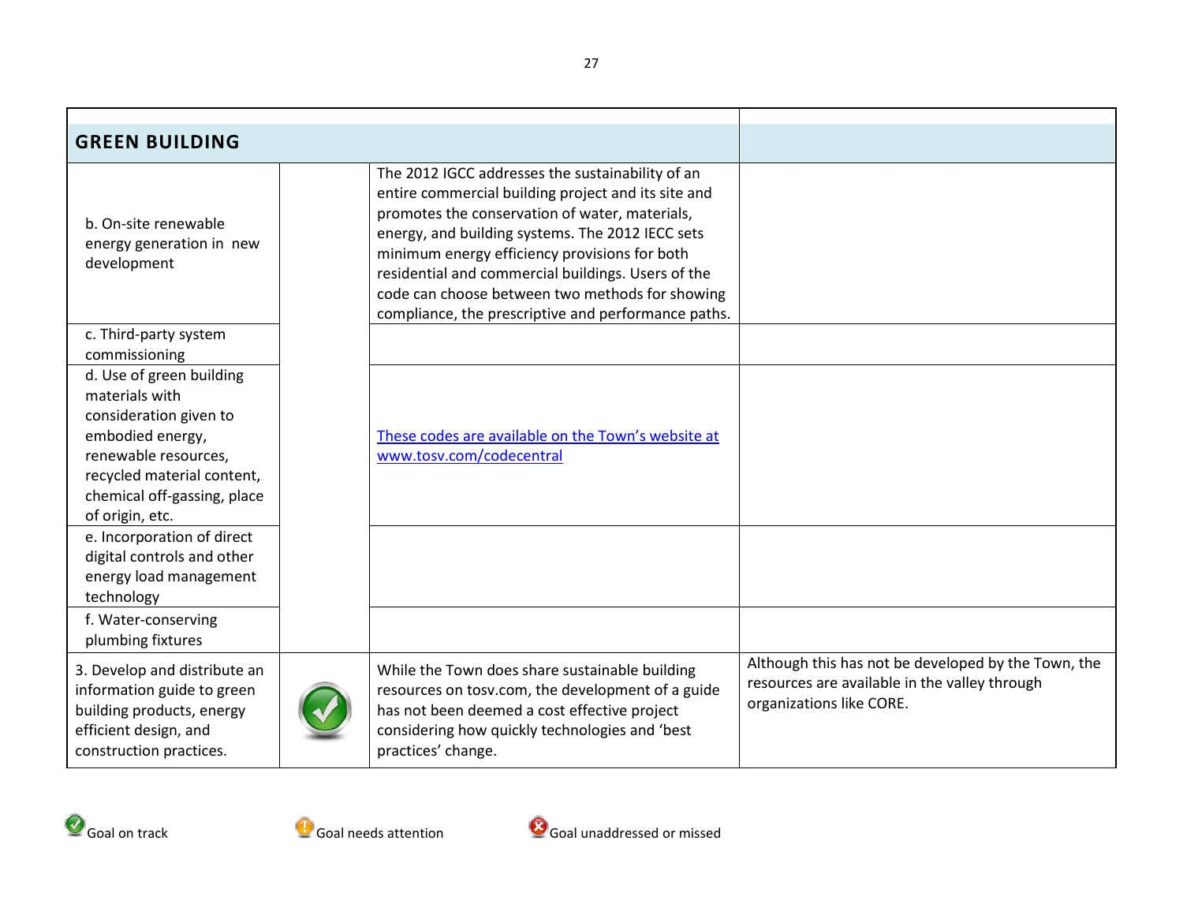| GREEN BUILDING | | | |
|---|---|---|---|
| b. On-site renewable energy generation in new development | | The 2012 IGCC addresses the sustainability of an entire commercial building project and its site and promotes the conservation of water, materials, energy, and building systems. The 2012 IECC sets minimum energy efficiency provisions for both residential and commercial buildings. Users of the code can choose between two methods for showing compliance, the prescriptive and performance paths. | |
| c. Third-party system commissioning | | | |
| d. Use of green building materials with consideration given to embodied energy, renewable resources, recycled material content, chemical off-gassing, place of origin, etc. | | [These codes are available on the Town's website at www.tosv.com/codecentral](http://www.tosv.com/codecentral) | |
| e. Incorporation of direct digital controls and other energy load management technology | | | |
| f. Water-conserving plumbing fixtures | | | |
| 3. Develop and distribute an information guide to green building products, energy efficient design, and construction practices. | Goal on track | While the Town does share sustainable building resources on tosv.com, the development of a guide has not been deemed a cost effective project considering how quickly technologies and 'best practices' change. | Although this has not be developed by the Town, the resources are available in the valley through organizations like CORE. |

Goal on track    Goal needs attention    Goal unaddressed or missed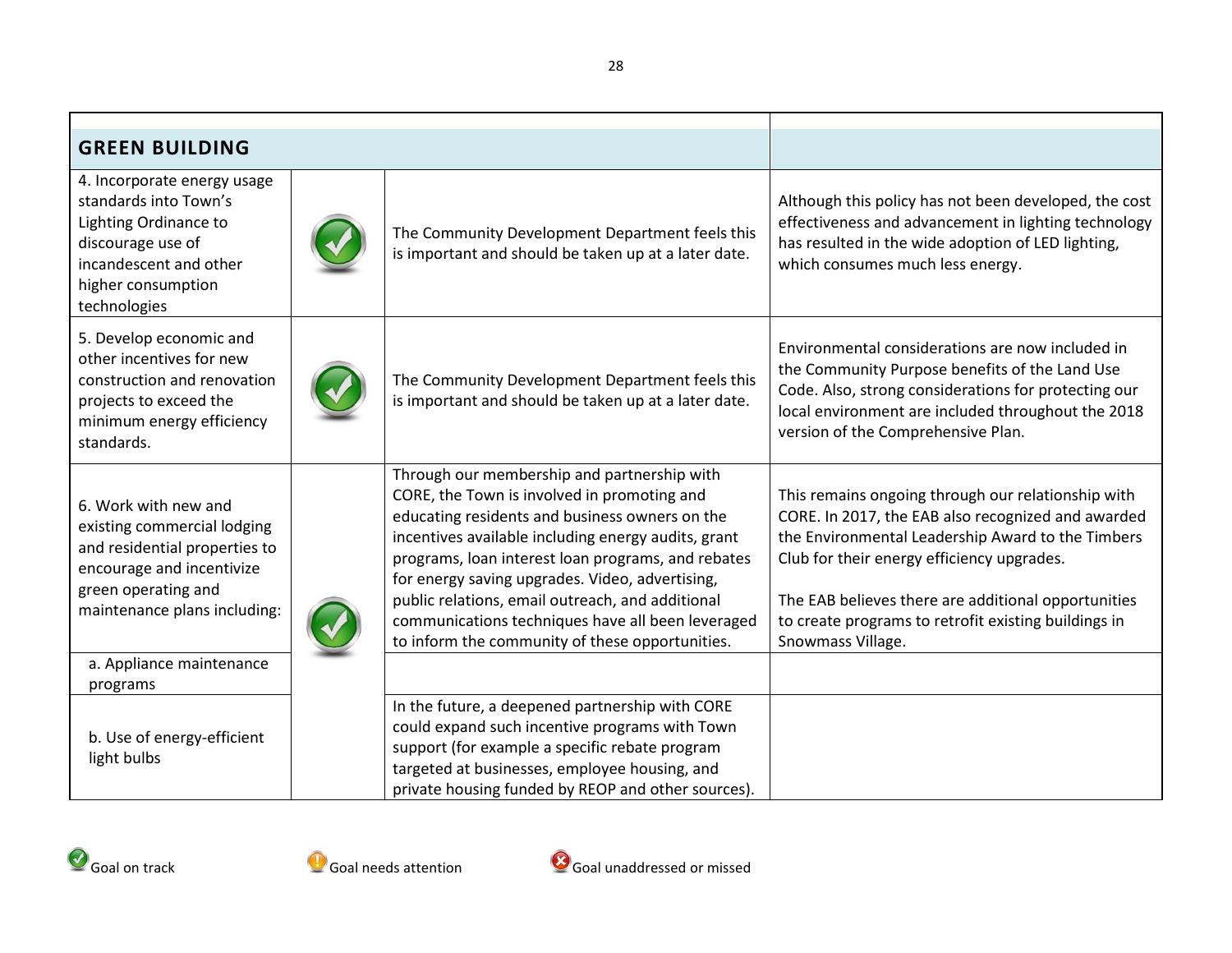| GREEN BUILDING | | | |
|---|---|---|---|
| 4. Incorporate energy usage standards into Town's Lighting Ordinance to discourage use of incandescent and other higher consumption technologies | ✓ | The Community Development Department feels this is important and should be taken up at a later date. | Although this policy has not been developed, the cost effectiveness and advancement in lighting technology has resulted in the wide adoption of LED lighting, which consumes much less energy. |
| 5. Develop economic and other incentives for new construction and renovation projects to exceed the minimum energy efficiency standards. | ✓ | The Community Development Department feels this is important and should be taken up at a later date. | Environmental considerations are now included in the Community Purpose benefits of the Land Use Code. Also, strong considerations for protecting our local environment are included throughout the 2018 version of the Comprehensive Plan. |
| 6. Work with new and existing commercial lodging and residential properties to encourage and incentivize green operating and maintenance plans including: | ✓ | Through our membership and partnership with CORE, the Town is involved in promoting and educating residents and business owners on the incentives available including energy audits, grant programs, loan interest loan programs, and rebates for energy saving upgrades. Video, advertising, public relations, email outreach, and additional communications techniques have all been leveraged to inform the community of these opportunities. | This remains ongoing through our relationship with CORE. In 2017, the EAB also recognized and awarded the Environmental Leadership Award to the Timbers Club for their energy efficiency upgrades.<br><br>The EAB believes there are additional opportunities to create programs to retrofit existing buildings in Snowmass Village. |
| a. Appliance maintenance programs | | | |
| b. Use of energy-efficient light bulbs | | In the future, a deepened partnership with CORE could expand such incentive programs with Town support (for example a specific rebate program targeted at businesses, employee housing, and private housing funded by REOP and other sources). | |

✓ Goal on track    ! Goal needs attention    ✗ Goal unaddressed or missed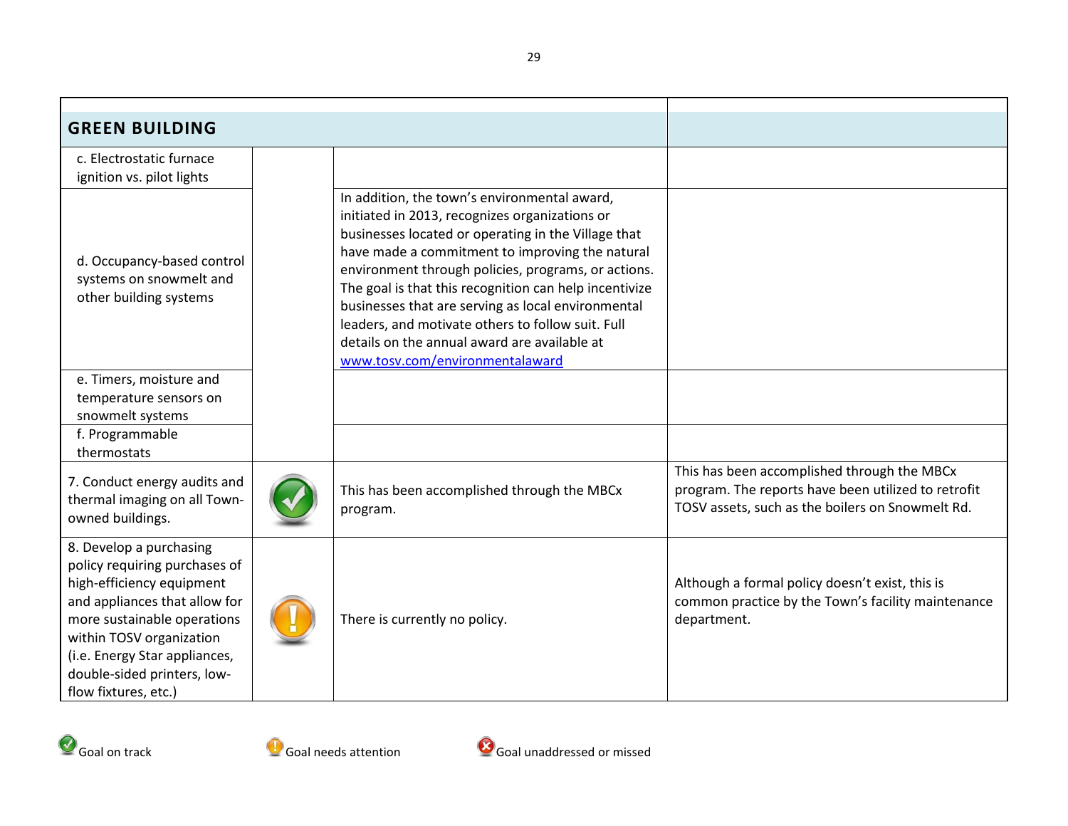| GREEN BUILDING | | | |
|---|---|---|---|
| c. Electrostatic furnace ignition vs. pilot lights | | | |
| d. Occupancy-based control systems on snowmelt and other building systems | | In addition, the town's environmental award, initiated in 2013, recognizes organizations or businesses located or operating in the Village that have made a commitment to improving the natural environment through policies, programs, or actions. The goal is that this recognition can help incentivize businesses that are serving as local environmental leaders, and motivate others to follow suit. Full details on the annual award are available at www.tosv.com/environmentalaward | |
| e. Timers, moisture and temperature sensors on snowmelt systems | | | |
| f. Programmable thermostats | | | |
| 7. Conduct energy audits and thermal imaging on all Town-owned buildings. | Goal on track | This has been accomplished through the MBCx program. | This has been accomplished through the MBCx program. The reports have been utilized to retrofit TOSV assets, such as the boilers on Snowmelt Rd. |
| 8. Develop a purchasing policy requiring purchases of high-efficiency equipment and appliances that allow for more sustainable operations within TOSV organization (i.e. Energy Star appliances, double-sided printers, low-flow fixtures, etc.) | Goal needs attention | There is currently no policy. | Although a formal policy doesn't exist, this is common practice by the Town's facility maintenance department. |

Goal on track     Goal needs attention     Goal unaddressed or missed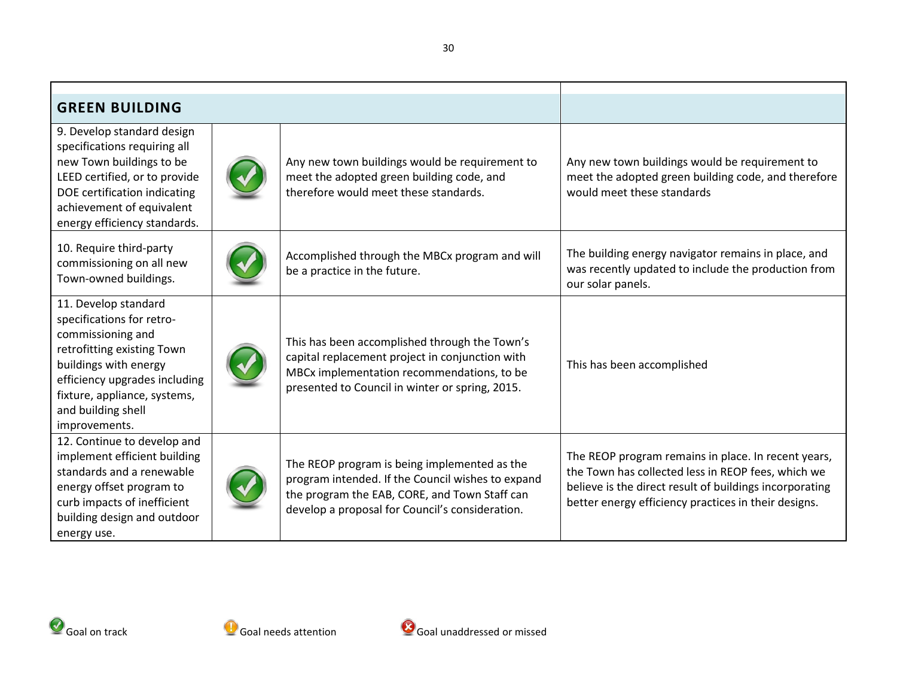| GREEN BUILDING | | | |
|---|---|---|---|
| 9. Develop standard design specifications requiring all new Town buildings to be LEED certified, or to provide DOE certification indicating achievement of equivalent energy efficiency standards. | Goal on track | Any new town buildings would be requirement to meet the adopted green building code, and therefore would meet these standards. | Any new town buildings would be requirement to meet the adopted green building code, and therefore would meet these standards |
| 10. Require third-party commissioning on all new Town-owned buildings. | Goal on track | Accomplished through the MBCx program and will be a practice in the future. | The building energy navigator remains in place, and was recently updated to include the production from our solar panels. |
| 11. Develop standard specifications for retro-commissioning and retrofitting existing Town buildings with energy efficiency upgrades including fixture, appliance, systems, and building shell improvements. | Goal on track | This has been accomplished through the Town's capital replacement project in conjunction with MBCx implementation recommendations, to be presented to Council in winter or spring, 2015. | This has been accomplished |
| 12. Continue to develop and implement efficient building standards and a renewable energy offset program to curb impacts of inefficient building design and outdoor energy use. | Goal on track | The REOP program is being implemented as the program intended. If the Council wishes to expand the program the EAB, CORE, and Town Staff can develop a proposal for Council's consideration. | The REOP program remains in place. In recent years, the Town has collected less in REOP fees, which we believe is the direct result of buildings incorporating better energy efficiency practices in their designs. |

Goal on track — Goal needs attention — Goal unaddressed or missed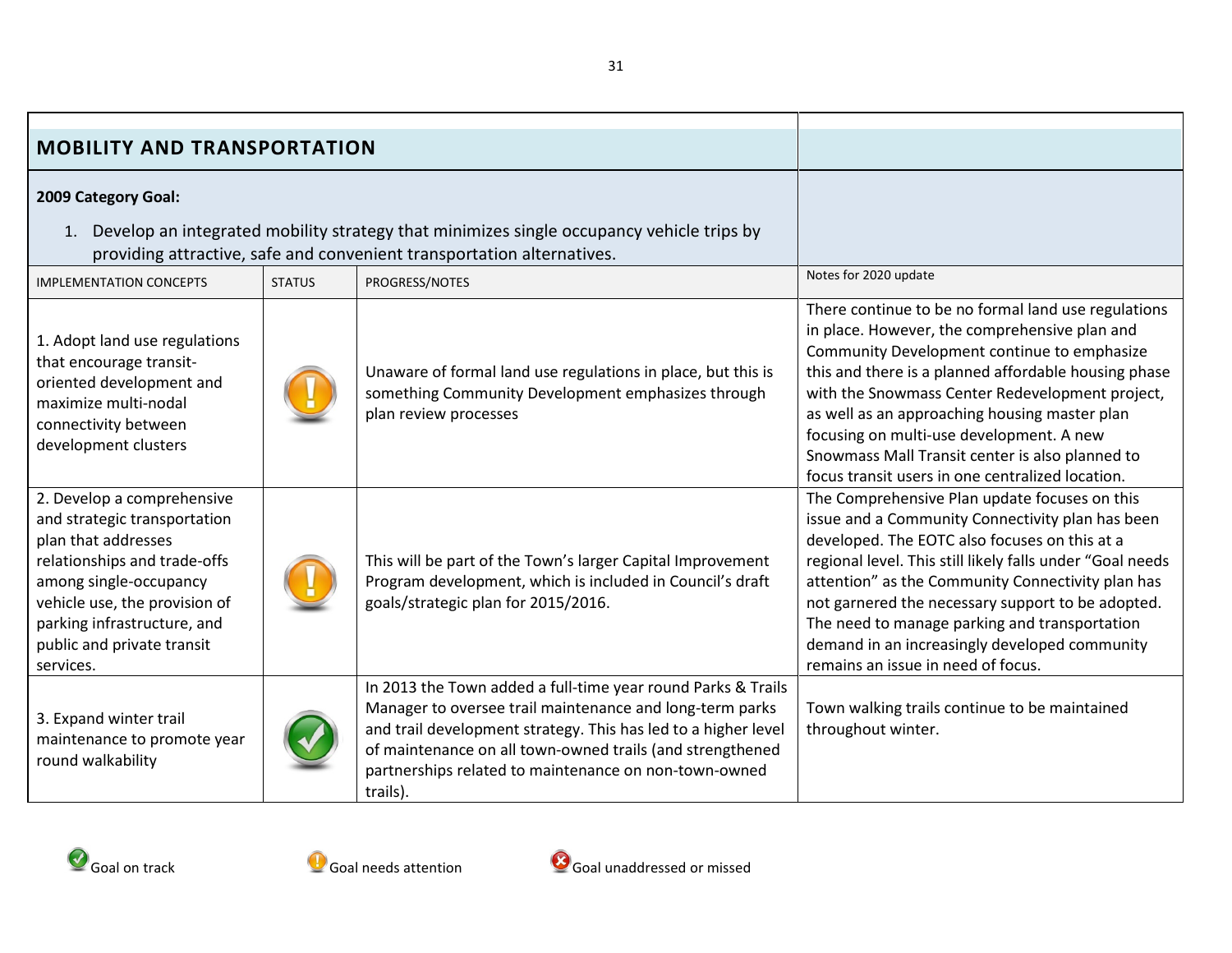## MOBILITY AND TRANSPORTATION

**2009 Category Goal:**

1. Develop an integrated mobility strategy that minimizes single occupancy vehicle trips by providing attractive, safe and convenient transportation alternatives.

| IMPLEMENTATION CONCEPTS | STATUS | PROGRESS/NOTES | Notes for 2020 update |
|---|---|---|---|
| 1. Adopt land use regulations that encourage transit-oriented development and maximize multi-nodal connectivity between development clusters | Goal needs attention | Unaware of formal land use regulations in place, but this is something Community Development emphasizes through plan review processes | There continue to be no formal land use regulations in place. However, the comprehensive plan and Community Development continue to emphasize this and there is a planned affordable housing phase with the Snowmass Center Redevelopment project, as well as an approaching housing master plan focusing on multi-use development. A new Snowmass Mall Transit center is also planned to focus transit users in one centralized location. |
| 2. Develop a comprehensive and strategic transportation plan that addresses relationships and trade-offs among single-occupancy vehicle use, the provision of parking infrastructure, and public and private transit services. | Goal needs attention | This will be part of the Town's larger Capital Improvement Program development, which is included in Council's draft goals/strategic plan for 2015/2016. | The Comprehensive Plan update focuses on this issue and a Community Connectivity plan has been developed. The EOTC also focuses on this at a regional level. This still likely falls under "Goal needs attention" as the Community Connectivity plan has not garnered the necessary support to be adopted. The need to manage parking and transportation demand in an increasingly developed community remains an issue in need of focus. |
| 3. Expand winter trail maintenance to promote year round walkability | Goal on track | In 2013 the Town added a full-time year round Parks & Trails Manager to oversee trail maintenance and long-term parks and trail development strategy. This has led to a higher level of maintenance on all town-owned trails (and strengthened partnerships related to maintenance on non-town-owned trails). | Town walking trails continue to be maintained throughout winter. |

Goal on track | Goal needs attention | Goal unaddressed or missed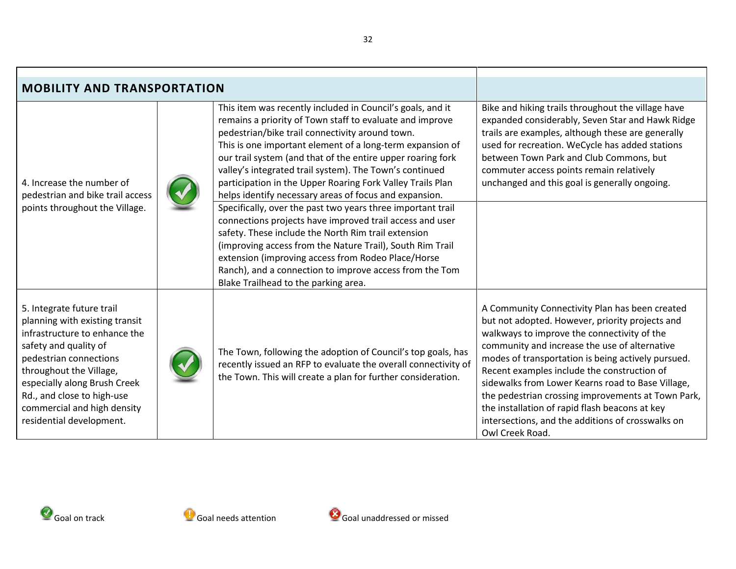| MOBILITY AND TRANSPORTATION | | | |
|---|---|---|---|
| 4. Increase the number of pedestrian and bike trail access points throughout the Village. | Goal on track | This item was recently included in Council's goals, and it remains a priority of Town staff to evaluate and improve pedestrian/bike trail connectivity around town. This is one important element of a long-term expansion of our trail system (and that of the entire upper roaring fork valley's integrated trail system). The Town's continued participation in the Upper Roaring Fork Valley Trails Plan helps identify necessary areas of focus and expansion. | Bike and hiking trails throughout the village have expanded considerably, Seven Star and Hawk Ridge trails are examples, although these are generally used for recreation. WeCycle has added stations between Town Park and Club Commons, but commuter access points remain relatively unchanged and this goal is generally ongoing. |
| | | Specifically, over the past two years three important trail connections projects have improved trail access and user safety. These include the North Rim trail extension (improving access from the Nature Trail), South Rim Trail extension (improving access from Rodeo Place/Horse Ranch), and a connection to improve access from the Tom Blake Trailhead to the parking area. | |
| 5. Integrate future trail planning with existing transit infrastructure to enhance the safety and quality of pedestrian connections throughout the Village, especially along Brush Creek Rd., and close to high-use commercial and high density residential development. | Goal on track | The Town, following the adoption of Council's top goals, has recently issued an RFP to evaluate the overall connectivity of the Town. This will create a plan for further consideration. | A Community Connectivity Plan has been created but not adopted. However, priority projects and walkways to improve the connectivity of the community and increase the use of alternative modes of transportation is being actively pursued. Recent examples include the construction of sidewalks from Lower Kearns road to Base Village, the pedestrian crossing improvements at Town Park, the installation of rapid flash beacons at key intersections, and the additions of crosswalks on Owl Creek Road. |

Goal on track Goal needs attention Goal unaddressed or missed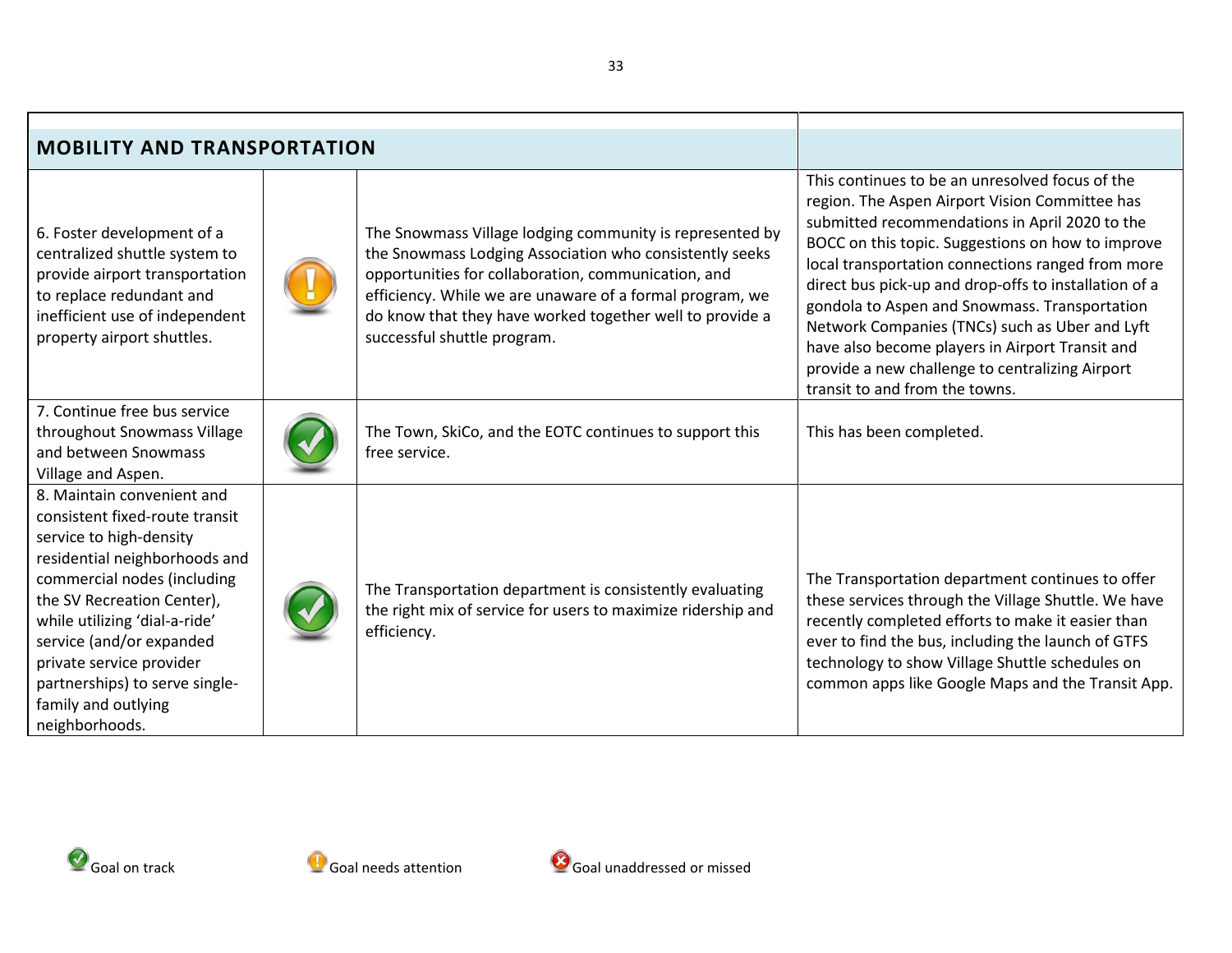| MOBILITY AND TRANSPORTATION | | | |
|---|---|---|---|
| 6. Foster development of a centralized shuttle system to provide airport transportation to replace redundant and inefficient use of independent property airport shuttles. | Goal needs attention | The Snowmass Village lodging community is represented by the Snowmass Lodging Association who consistently seeks opportunities for collaboration, communication, and efficiency. While we are unaware of a formal program, we do know that they have worked together well to provide a successful shuttle program. | This continues to be an unresolved focus of the region. The Aspen Airport Vision Committee has submitted recommendations in April 2020 to the BOCC on this topic. Suggestions on how to improve local transportation connections ranged from more direct bus pick-up and drop-offs to installation of a gondola to Aspen and Snowmass. Transportation Network Companies (TNCs) such as Uber and Lyft have also become players in Airport Transit and provide a new challenge to centralizing Airport transit to and from the towns. |
| 7. Continue free bus service throughout Snowmass Village and between Snowmass Village and Aspen. | Goal on track | The Town, SkiCo, and the EOTC continues to support this free service. | This has been completed. |
| 8. Maintain convenient and consistent fixed-route transit service to high-density residential neighborhoods and commercial nodes (including the SV Recreation Center), while utilizing 'dial-a-ride' service (and/or expanded private service provider partnerships) to serve single-family and outlying neighborhoods. | Goal on track | The Transportation department is consistently evaluating the right mix of service for users to maximize ridership and efficiency. | The Transportation department continues to offer these services through the Village Shuttle. We have recently completed efforts to make it easier than ever to find the bus, including the launch of GTFS technology to show Village Shuttle schedules on common apps like Google Maps and the Transit App. |

Goal on track　　Goal needs attention　　Goal unaddressed or missed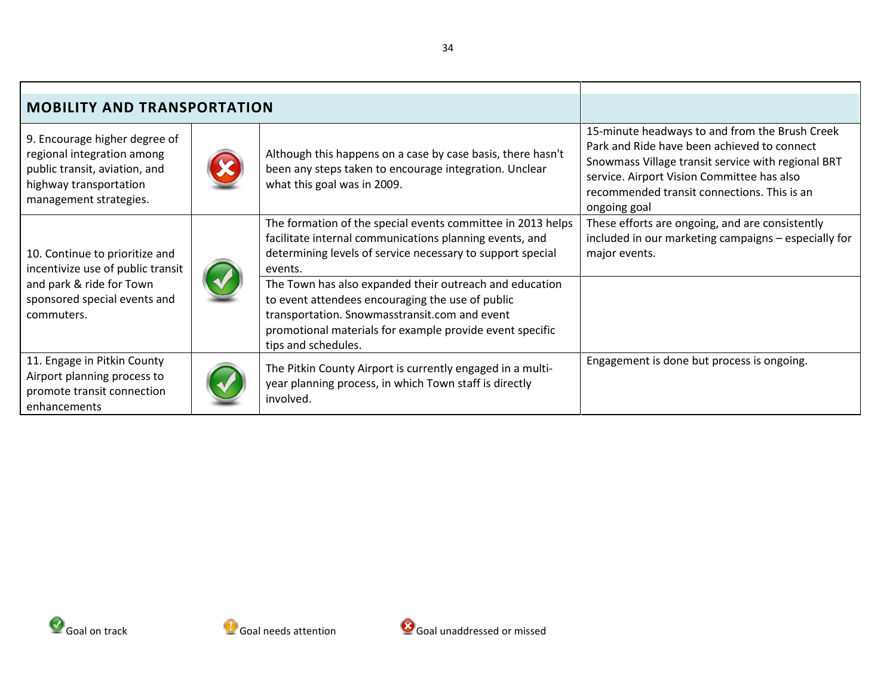| MOBILITY AND TRANSPORTATION | | | |
|---|---|---|---|
| 9. Encourage higher degree of regional integration among public transit, aviation, and highway transportation management strategies. | Goal unaddressed or missed | Although this happens on a case by case basis, there hasn't been any steps taken to encourage integration. Unclear what this goal was in 2009. | 15-minute headways to and from the Brush Creek Park and Ride have been achieved to connect Snowmass Village transit service with regional BRT service. Airport Vision Committee has also recommended transit connections. This is an ongoing goal |
| 10. Continue to prioritize and incentivize use of public transit and park & ride for Town sponsored special events and commuters. | Goal on track | The formation of the special events committee in 2013 helps facilitate internal communications planning events, and determining levels of service necessary to support special events. | These efforts are ongoing, and are consistently included in our marketing campaigns – especially for major events. |
| | | The Town has also expanded their outreach and education to event attendees encouraging the use of public transportation. Snowmasstransit.com and event promotional materials for example provide event specific tips and schedules. | |
| 11. Engage in Pitkin County Airport planning process to promote transit connection enhancements | Goal on track | The Pitkin County Airport is currently engaged in a multi-year planning process, in which Town staff is directly involved. | Engagement is done but process is ongoing. |

Goal on track | Goal needs attention | Goal unaddressed or missed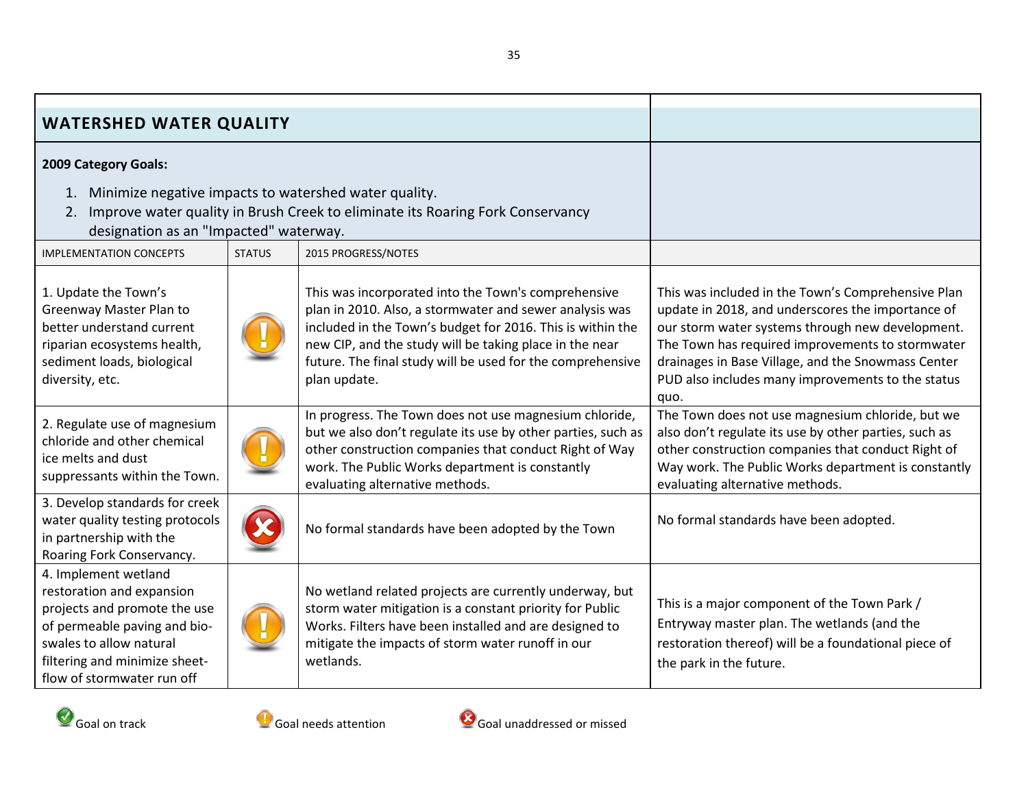## WATERSHED WATER QUALITY

**2009 Category Goals:**

1. Minimize negative impacts to watershed water quality.
2. Improve water quality in Brush Creek to eliminate its Roaring Fork Conservancy designation as an "Impacted" waterway.

| IMPLEMENTATION CONCEPTS | STATUS | 2015 PROGRESS/NOTES | |
|---|---|---|---|
| 1. Update the Town's Greenway Master Plan to better understand current riparian ecosystems health, sediment loads, biological diversity, etc. | Goal needs attention | This was incorporated into the Town's comprehensive plan in 2010. Also, a stormwater and sewer analysis was included in the Town's budget for 2016. This is within the new CIP, and the study will be taking place in the near future. The final study will be used for the comprehensive plan update. | This was included in the Town's Comprehensive Plan update in 2018, and underscores the importance of our storm water systems through new development. The Town has required improvements to stormwater drainages in Base Village, and the Snowmass Center PUD also includes many improvements to the status quo. |
| 2. Regulate use of magnesium chloride and other chemical ice melts and dust suppressants within the Town. | Goal needs attention | In progress. The Town does not use magnesium chloride, but we also don't regulate its use by other parties, such as other construction companies that conduct Right of Way work. The Public Works department is constantly evaluating alternative methods. | The Town does not use magnesium chloride, but we also don't regulate its use by other parties, such as other construction companies that conduct Right of Way work. The Public Works department is constantly evaluating alternative methods. |
| 3. Develop standards for creek water quality testing protocols in partnership with the Roaring Fork Conservancy. | Goal unaddressed or missed | No formal standards have been adopted by the Town | No formal standards have been adopted. |
| 4. Implement wetland restoration and expansion projects and promote the use of permeable paving and bio-swales to allow natural filtering and minimize sheet-flow of stormwater run off | Goal needs attention | No wetland related projects are currently underway, but storm water mitigation is a constant priority for Public Works. Filters have been installed and are designed to mitigate the impacts of storm water runoff in our wetlands. | This is a major component of the Town Park / Entryway master plan. The wetlands (and the restoration thereof) will be a foundational piece of the park in the future. |

Goal on track    Goal needs attention    Goal unaddressed or missed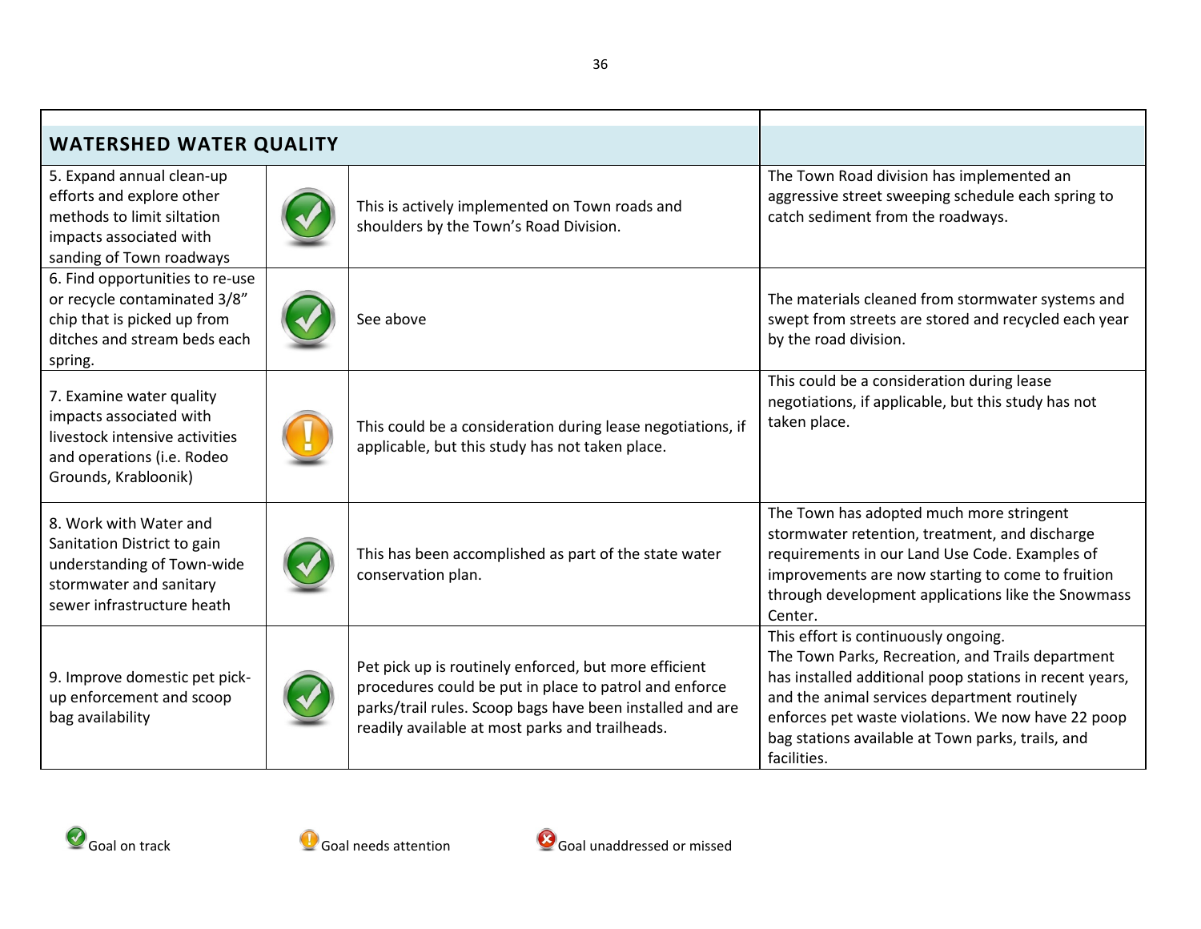| WATERSHED WATER QUALITY | | | |
|---|---|---|---|
| 5. Expand annual clean-up efforts and explore other methods to limit siltation impacts associated with sanding of Town roadways | Goal on track | This is actively implemented on Town roads and shoulders by the Town's Road Division. | The Town Road division has implemented an aggressive street sweeping schedule each spring to catch sediment from the roadways. |
| 6. Find opportunities to re-use or recycle contaminated 3/8" chip that is picked up from ditches and stream beds each spring. | Goal on track | See above | The materials cleaned from stormwater systems and swept from streets are stored and recycled each year by the road division. |
| 7. Examine water quality impacts associated with livestock intensive activities and operations (i.e. Rodeo Grounds, Krabloonik) | Goal needs attention | This could be a consideration during lease negotiations, if applicable, but this study has not taken place. | This could be a consideration during lease negotiations, if applicable, but this study has not taken place. |
| 8. Work with Water and Sanitation District to gain understanding of Town-wide stormwater and sanitary sewer infrastructure heath | Goal on track | This has been accomplished as part of the state water conservation plan. | The Town has adopted much more stringent stormwater retention, treatment, and discharge requirements in our Land Use Code. Examples of improvements are now starting to come to fruition through development applications like the Snowmass Center. |
| 9. Improve domestic pet pick-up enforcement and scoop bag availability | Goal on track | Pet pick up is routinely enforced, but more efficient procedures could be put in place to patrol and enforce parks/trail rules. Scoop bags have been installed and are readily available at most parks and trailheads. | This effort is continuously ongoing. The Town Parks, Recreation, and Trails department has installed additional poop stations in recent years, and the animal services department routinely enforces pet waste violations. We now have 22 poop bag stations available at Town parks, trails, and facilities. |

Goal on track    Goal needs attention    Goal unaddressed or missed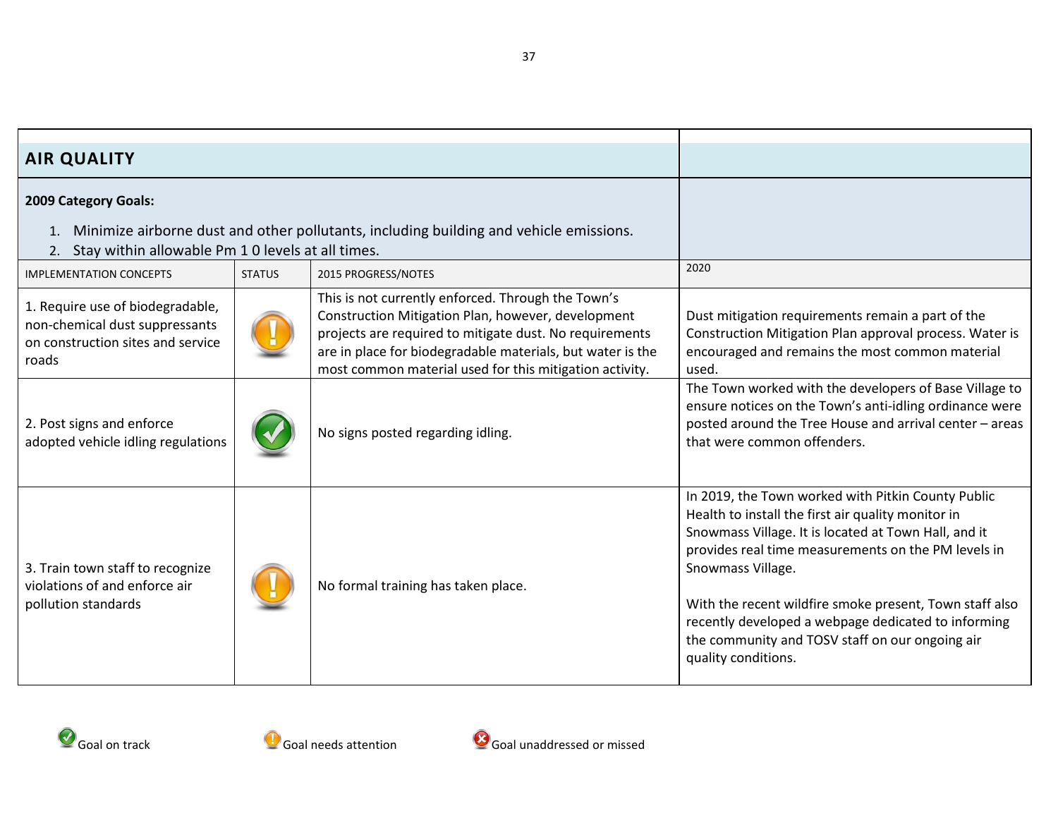## AIR QUALITY

**2009 Category Goals:**

1. Minimize airborne dust and other pollutants, including building and vehicle emissions.
2. Stay within allowable Pm 1 0 levels at all times.

| IMPLEMENTATION CONCEPTS | STATUS | 2015 PROGRESS/NOTES | 2020 |
|---|---|---|---|
| 1. Require use of biodegradable, non-chemical dust suppressants on construction sites and service roads | Goal needs attention | This is not currently enforced. Through the Town's Construction Mitigation Plan, however, development projects are required to mitigate dust. No requirements are in place for biodegradable materials, but water is the most common material used for this mitigation activity. | Dust mitigation requirements remain a part of the Construction Mitigation Plan approval process. Water is encouraged and remains the most common material used. |
| 2. Post signs and enforce adopted vehicle idling regulations | Goal on track | No signs posted regarding idling. | The Town worked with the developers of Base Village to ensure notices on the Town's anti-idling ordinance were posted around the Tree House and arrival center – areas that were common offenders. |
| 3. Train town staff to recognize violations of and enforce air pollution standards | Goal needs attention | No formal training has taken place. | In 2019, the Town worked with Pitkin County Public Health to install the first air quality monitor in Snowmass Village. It is located at Town Hall, and it provides real time measurements on the PM levels in Snowmass Village.<br><br>With the recent wildfire smoke present, Town staff also recently developed a webpage dedicated to informing the community and TOSV staff on our ongoing air quality conditions. |

Goal on track    Goal needs attention    Goal unaddressed or missed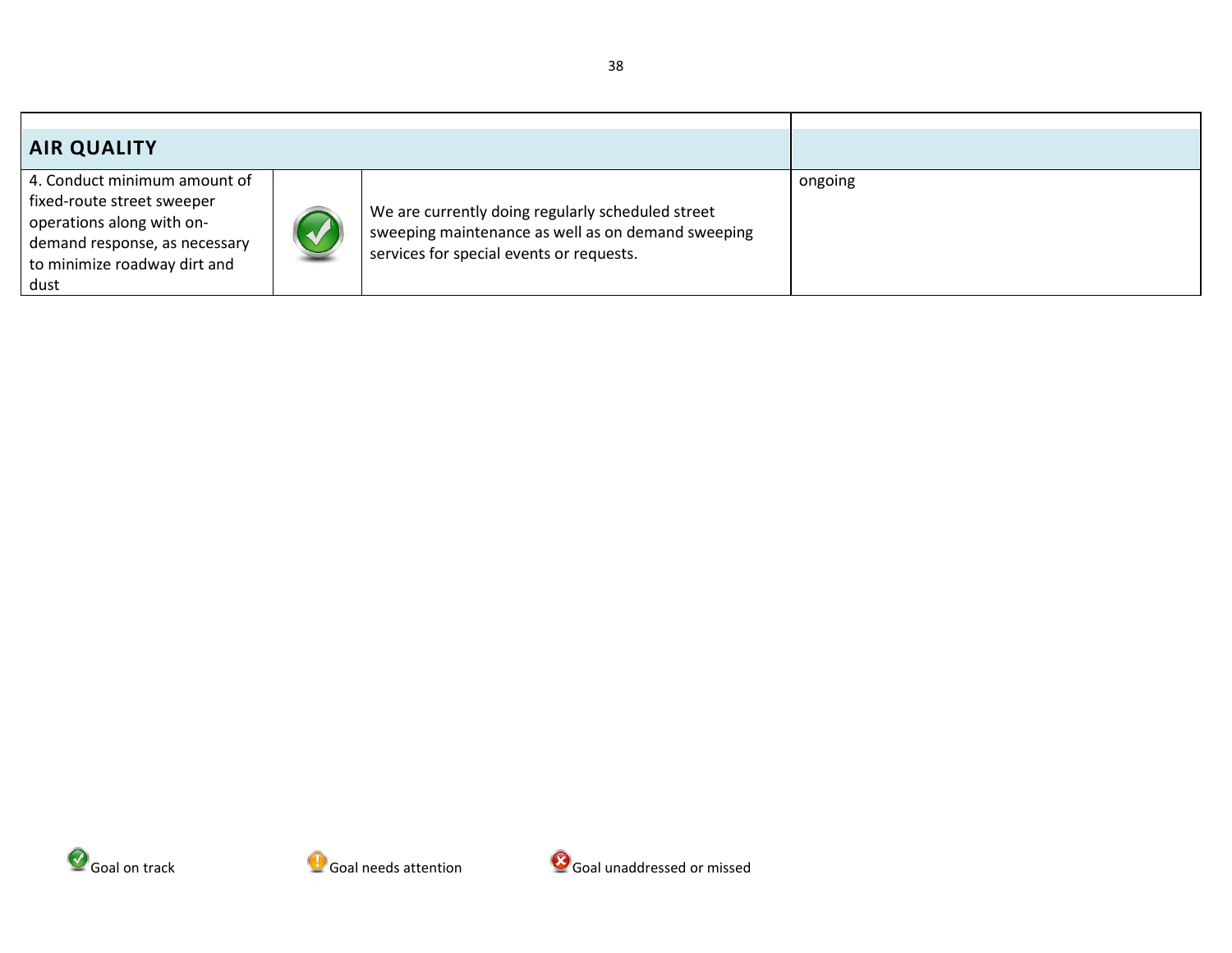| AIR QUALITY | | | |
|---|---|---|---|
| 4. Conduct minimum amount of fixed-route street sweeper operations along with on-demand response, as necessary to minimize roadway dirt and dust | Goal on track | We are currently doing regularly scheduled street sweeping maintenance as well as on demand sweeping services for special events or requests. | ongoing |

Goal on track Goal needs attention Goal unaddressed or missed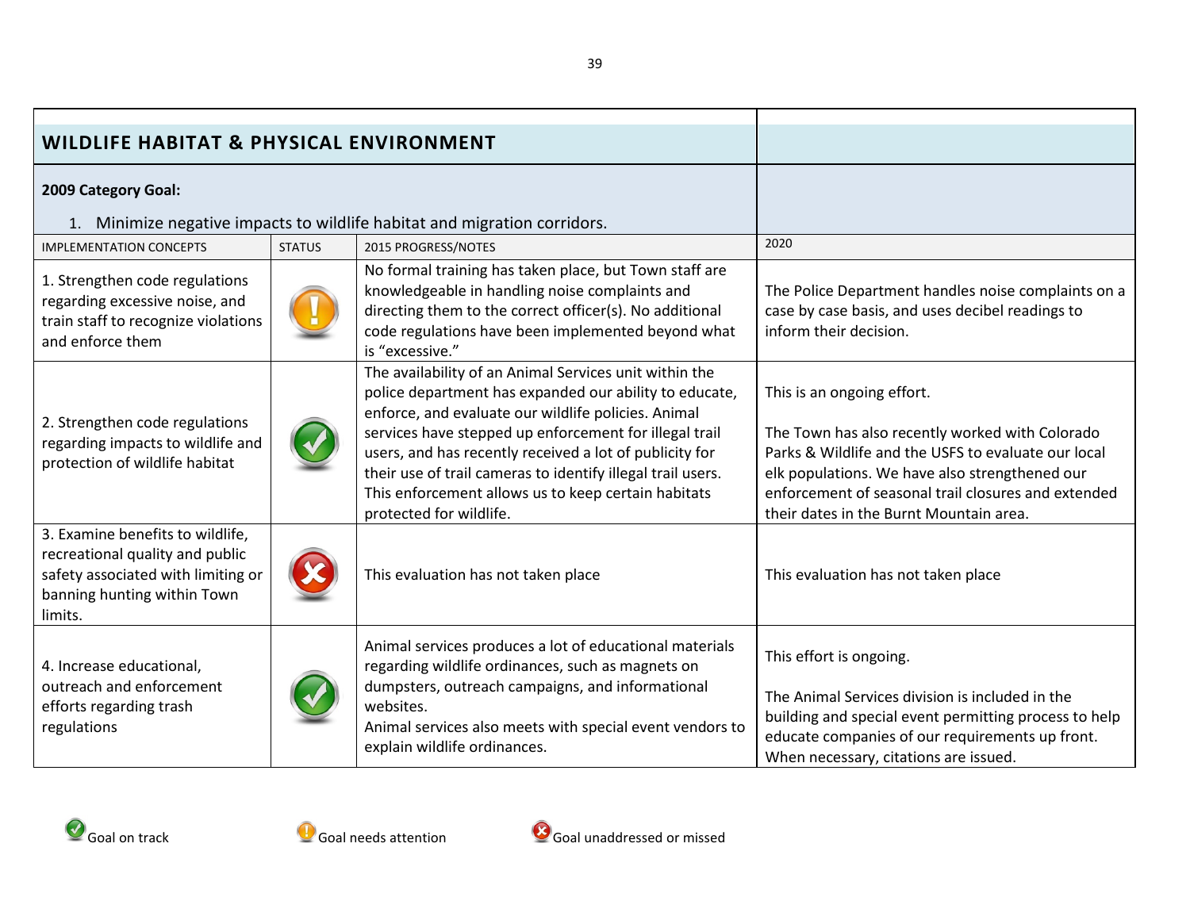## WILDLIFE HABITAT & PHYSICAL ENVIRONMENT

**2009 Category Goal:**

1. Minimize negative impacts to wildlife habitat and migration corridors.

| IMPLEMENTATION CONCEPTS | STATUS | 2015 PROGRESS/NOTES | 2020 |
|---|---|---|---|
| 1. Strengthen code regulations regarding excessive noise, and train staff to recognize violations and enforce them | Goal needs attention | No formal training has taken place, but Town staff are knowledgeable in handling noise complaints and directing them to the correct officer(s). No additional code regulations have been implemented beyond what is "excessive." | The Police Department handles noise complaints on a case by case basis, and uses decibel readings to inform their decision. |
| 2. Strengthen code regulations regarding impacts to wildlife and protection of wildlife habitat | Goal on track | The availability of an Animal Services unit within the police department has expanded our ability to educate, enforce, and evaluate our wildlife policies. Animal services have stepped up enforcement for illegal trail users, and has recently received a lot of publicity for their use of trail cameras to identify illegal trail users. This enforcement allows us to keep certain habitats protected for wildlife. | This is an ongoing effort.<br><br>The Town has also recently worked with Colorado Parks & Wildlife and the USFS to evaluate our local elk populations. We have also strengthened our enforcement of seasonal trail closures and extended their dates in the Burnt Mountain area. |
| 3. Examine benefits to wildlife, recreational quality and public safety associated with limiting or banning hunting within Town limits. | Goal unaddressed or missed | This evaluation has not taken place | This evaluation has not taken place |
| 4. Increase educational, outreach and enforcement efforts regarding trash regulations | Goal on track | Animal services produces a lot of educational materials regarding wildlife ordinances, such as magnets on dumpsters, outreach campaigns, and informational websites.<br>Animal services also meets with special event vendors to explain wildlife ordinances. | This effort is ongoing.<br><br>The Animal Services division is included in the building and special event permitting process to help educate companies of our requirements up front. When necessary, citations are issued. |

Goal on track &nbsp;&nbsp;&nbsp; Goal needs attention &nbsp;&nbsp;&nbsp; Goal unaddressed or missed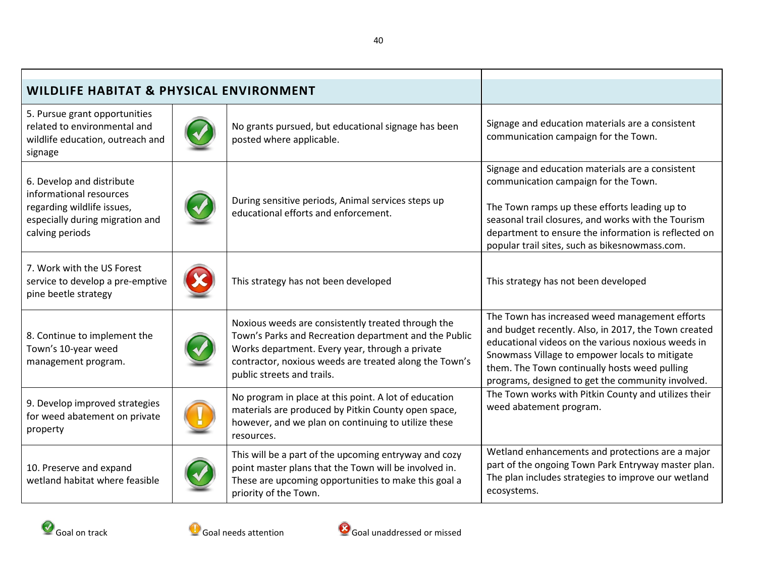| WILDLIFE HABITAT & PHYSICAL ENVIRONMENT | | | |
|---|---|---|---|
| 5. Pursue grant opportunities related to environmental and wildlife education, outreach and signage | Goal on track | No grants pursued, but educational signage has been posted where applicable. | Signage and education materials are a consistent communication campaign for the Town. |
| 6. Develop and distribute informational resources regarding wildlife issues, especially during migration and calving periods | Goal on track | During sensitive periods, Animal services steps up educational efforts and enforcement. | Signage and education materials are a consistent communication campaign for the Town.<br><br>The Town ramps up these efforts leading up to seasonal trail closures, and works with the Tourism department to ensure the information is reflected on popular trail sites, such as bikesnowmass.com. |
| 7. Work with the US Forest service to develop a pre-emptive pine beetle strategy | Goal unaddressed or missed | This strategy has not been developed | This strategy has not been developed |
| 8. Continue to implement the Town's 10-year weed management program. | Goal on track | Noxious weeds are consistently treated through the Town's Parks and Recreation department and the Public Works department. Every year, through a private contractor, noxious weeds are treated along the Town's public streets and trails. | The Town has increased weed management efforts and budget recently. Also, in 2017, the Town created educational videos on the various noxious weeds in Snowmass Village to empower locals to mitigate them. The Town continually hosts weed pulling programs, designed to get the community involved. |
| 9. Develop improved strategies for weed abatement on private property | Goal needs attention | No program in place at this point. A lot of education materials are produced by Pitkin County open space, however, and we plan on continuing to utilize these resources. | The Town works with Pitkin County and utilizes their weed abatement program. |
| 10. Preserve and expand wetland habitat where feasible | Goal on track | This will be a part of the upcoming entryway and cozy point master plans that the Town will be involved in. These are upcoming opportunities to make this goal a priority of the Town. | Wetland enhancements and protections are a major part of the ongoing Town Park Entryway master plan. The plan includes strategies to improve our wetland ecosystems. |

Goal on track    Goal needs attention    Goal unaddressed or missed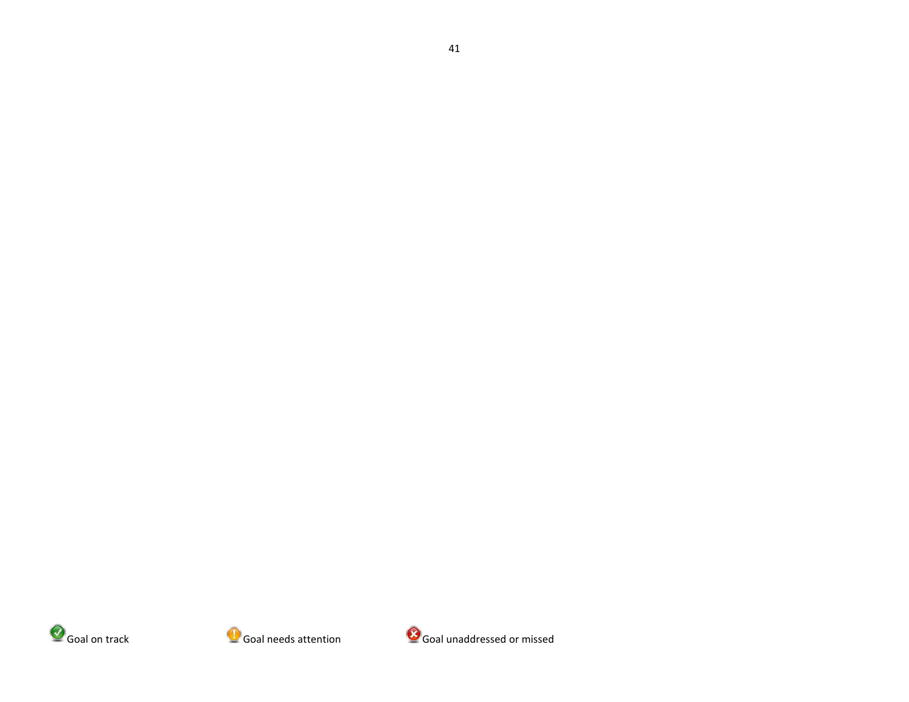Goal on track Goal needs attention Goal unaddressed or missed